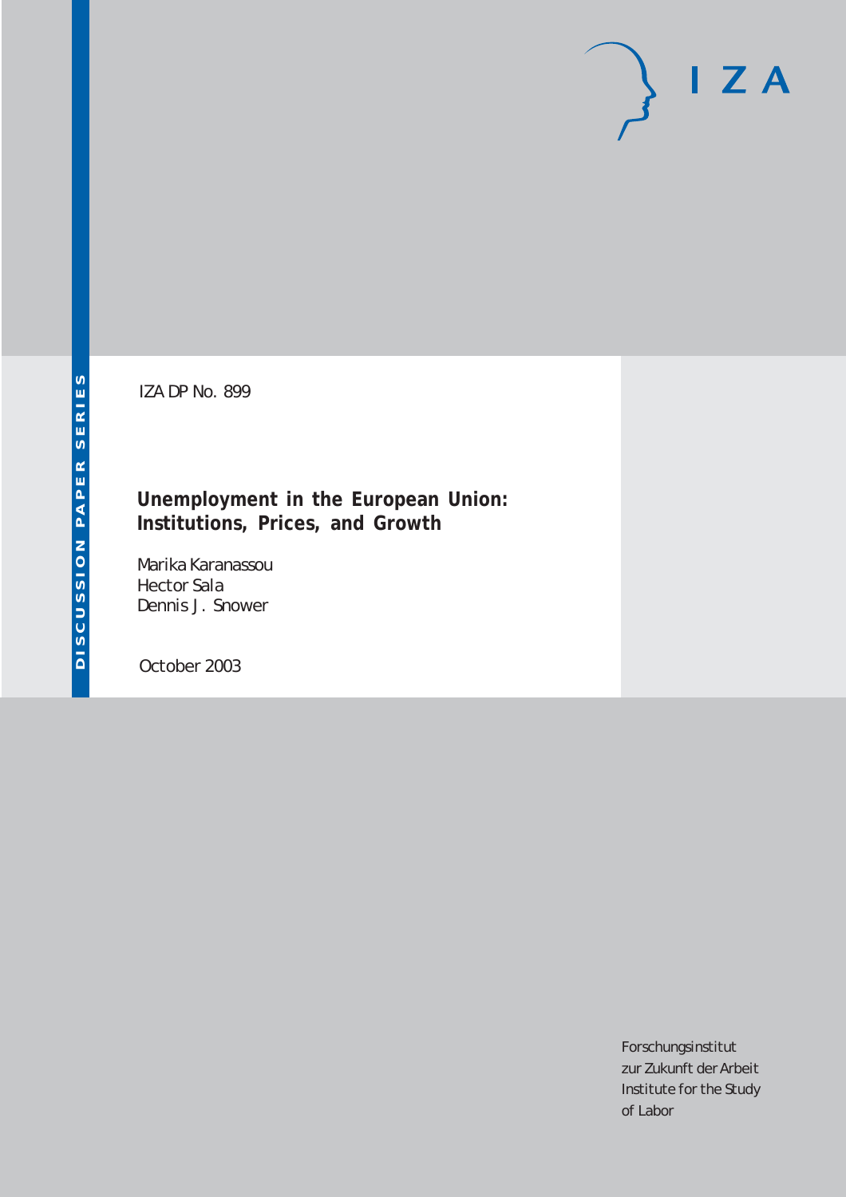DISCUSSION PAPER SERIES

IZA

IZA DP No. 899

# Unemployment in the European Union: Institutions, Prices, and Growth

Marika Karanassou
Hector Sala
Dennis J. Snower

October 2003

Forschungsinstitut
zur Zukunft der Arbeit
Institute for the Study
of Labor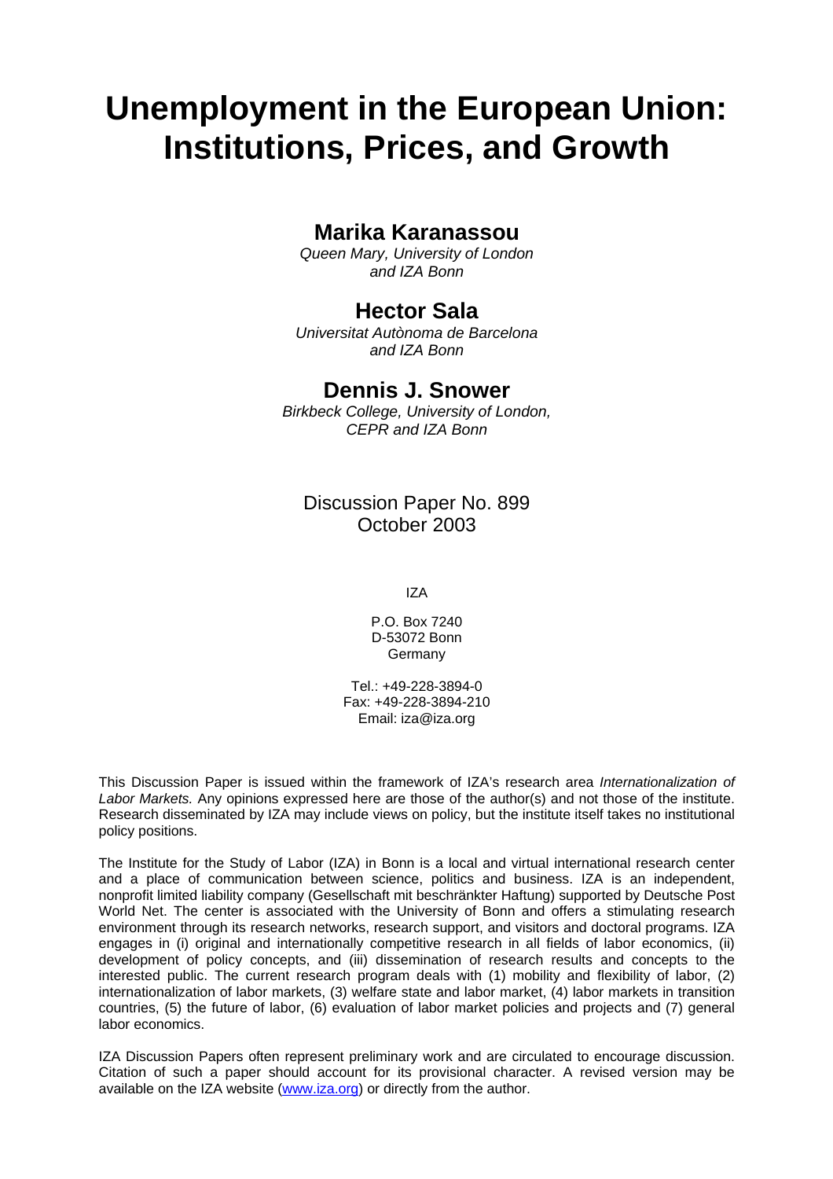# Unemployment in the European Union: Institutions, Prices, and Growth

## Marika Karanassou

*Queen Mary, University of London and IZA Bonn*

## Hector Sala

*Universitat Autònoma de Barcelona and IZA Bonn*

## Dennis J. Snower

*Birkbeck College, University of London, CEPR and IZA Bonn*

Discussion Paper No. 899
October 2003

IZA

P.O. Box 7240
D-53072 Bonn
Germany

Tel.: +49-228-3894-0
Fax: +49-228-3894-210
Email: iza@iza.org

This Discussion Paper is issued within the framework of IZA's research area *Internationalization of Labor Markets.* Any opinions expressed here are those of the author(s) and not those of the institute. Research disseminated by IZA may include views on policy, but the institute itself takes no institutional policy positions.

The Institute for the Study of Labor (IZA) in Bonn is a local and virtual international research center and a place of communication between science, politics and business. IZA is an independent, nonprofit limited liability company (Gesellschaft mit beschränkter Haftung) supported by Deutsche Post World Net. The center is associated with the University of Bonn and offers a stimulating research environment through its research networks, research support, and visitors and doctoral programs. IZA engages in (i) original and internationally competitive research in all fields of labor economics, (ii) development of policy concepts, and (iii) dissemination of research results and concepts to the interested public. The current research program deals with (1) mobility and flexibility of labor, (2) internationalization of labor markets, (3) welfare state and labor market, (4) labor markets in transition countries, (5) the future of labor, (6) evaluation of labor market policies and projects and (7) general labor economics.

IZA Discussion Papers often represent preliminary work and are circulated to encourage discussion. Citation of such a paper should account for its provisional character. A revised version may be available on the IZA website (www.iza.org) or directly from the author.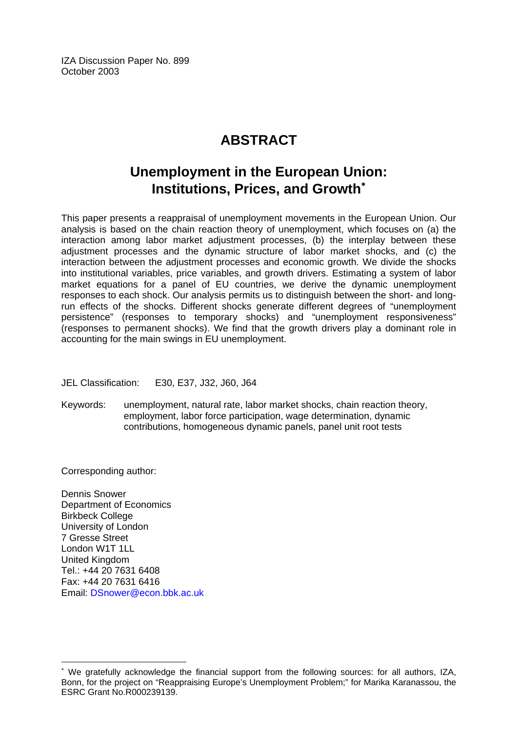IZA Discussion Paper No. 899
October 2003

# ABSTRACT

## Unemployment in the European Union: Institutions, Prices, and Growth[*]

This paper presents a reappraisal of unemployment movements in the European Union. Our analysis is based on the chain reaction theory of unemployment, which focuses on (a) the interaction among labor market adjustment processes, (b) the interplay between these adjustment processes and the dynamic structure of labor market shocks, and (c) the interaction between the adjustment processes and economic growth. We divide the shocks into institutional variables, price variables, and growth drivers. Estimating a system of labor market equations for a panel of EU countries, we derive the dynamic unemployment responses to each shock. Our analysis permits us to distinguish between the short- and long-run effects of the shocks. Different shocks generate different degrees of "unemployment persistence" (responses to temporary shocks) and "unemployment responsiveness" (responses to permanent shocks). We find that the growth drivers play a dominant role in accounting for the main swings in EU unemployment.

JEL Classification: E30, E37, J32, J60, J64

Keywords: unemployment, natural rate, labor market shocks, chain reaction theory, employment, labor force participation, wage determination, dynamic contributions, homogeneous dynamic panels, panel unit root tests

Corresponding author:

Dennis Snower
Department of Economics
Birkbeck College
University of London
7 Gresse Street
London W1T 1LL
United Kingdom
Tel.: +44 20 7631 6408
Fax: +44 20 7631 6416
Email: DSnower@econ.bbk.ac.uk

[*] We gratefully acknowledge the financial support from the following sources: for all authors, IZA, Bonn, for the project on "Reappraising Europe's Unemployment Problem;" for Marika Karanassou, the ESRC Grant No.R000239139.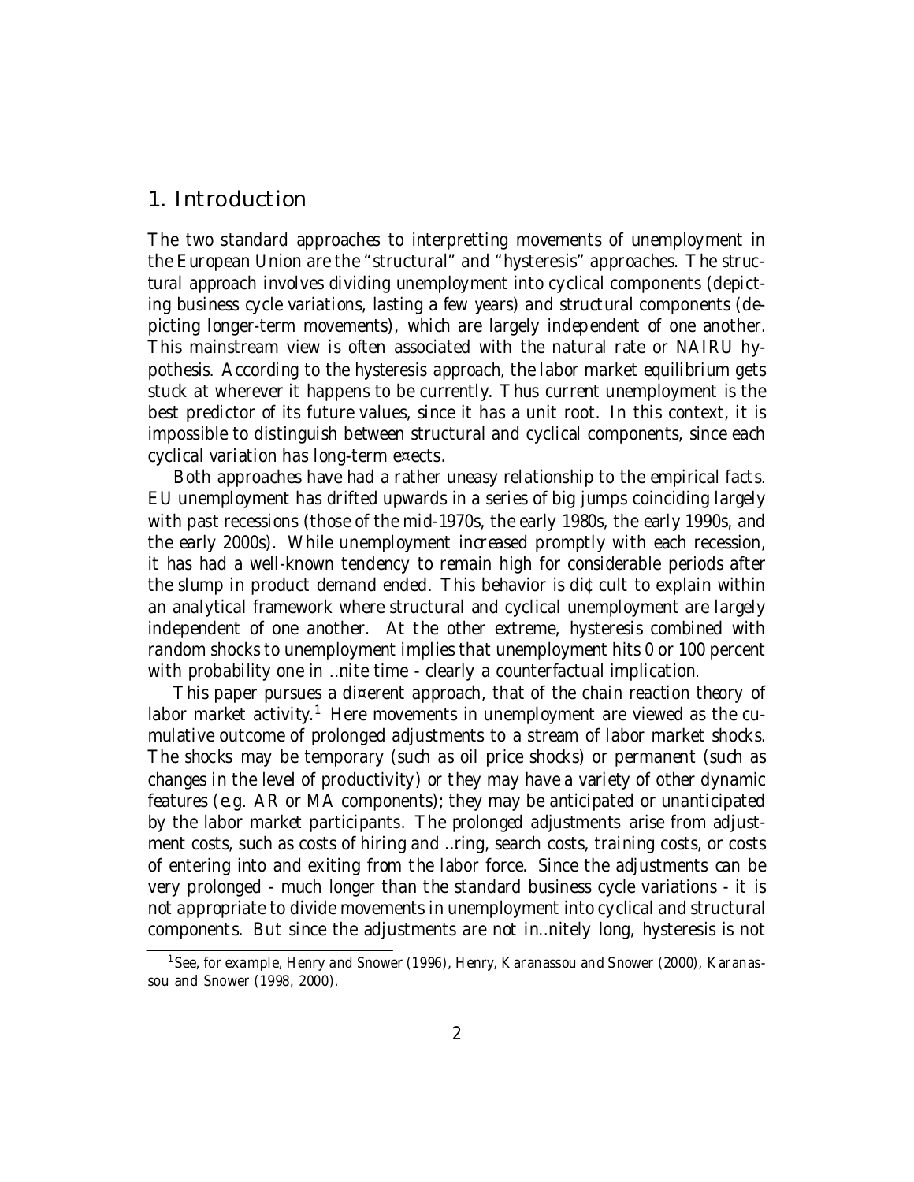## 1. Introduction

The two standard approaches to interpretting movements of unemployment in the European Union are the "structural" and "hysteresis" approaches. The structural approach involves dividing unemployment into cyclical components (depicting business cycle variations, lasting a few years) and structural components (depicting longer-term movements), which are largely independent of one another. This mainstream view is often associated with the natural rate or NAIRU hypothesis. According to the hysteresis approach, the labor market equilibrium gets stuck at wherever it happens to be currently. Thus current unemployment is the best predictor of its future values, since it has a unit root. In this context, it is impossible to distinguish between structural and cyclical components, since each cyclical variation has long-term effects.

Both approaches have had a rather uneasy relationship to the empirical facts. EU unemployment has drifted upwards in a series of big jumps coinciding largely with past recessions (those of the mid-1970s, the early 1980s, the early 1990s, and the early 2000s). While unemployment increased promptly with each recession, it has had a well-known tendency to remain high for considerable periods after the slump in product demand ended. This behavior is difficult to explain within an analytical framework where structural and cyclical unemployment are largely independent of one another. At the other extreme, hysteresis combined with random shocks to unemployment implies that unemployment hits 0 or 100 percent with probability one in finite time - clearly a counterfactual implication.

This paper pursues a different approach, that of the chain reaction theory of labor market activity.[1] Here movements in unemployment are viewed as the cumulative outcome of prolonged adjustments to a stream of labor market shocks. The shocks may be temporary (such as oil price shocks) or permanent (such as changes in the level of productivity) or they may have a variety of other dynamic features (e.g. AR or MA components); they may be anticipated or unanticipated by the labor market participants. The prolonged adjustments arise from adjustment costs, such as costs of hiring and firing, search costs, training costs, or costs of entering into and exiting from the labor force. Since the adjustments can be very prolonged - much longer than the standard business cycle variations - it is not appropriate to divide movements in unemployment into cyclical and structural components. But since the adjustments are not infinitely long, hysteresis is not

[1] See, for example, Henry and Snower (1996), Henry, Karanassou and Snower (2000), Karanassou and Snower (1998, 2000).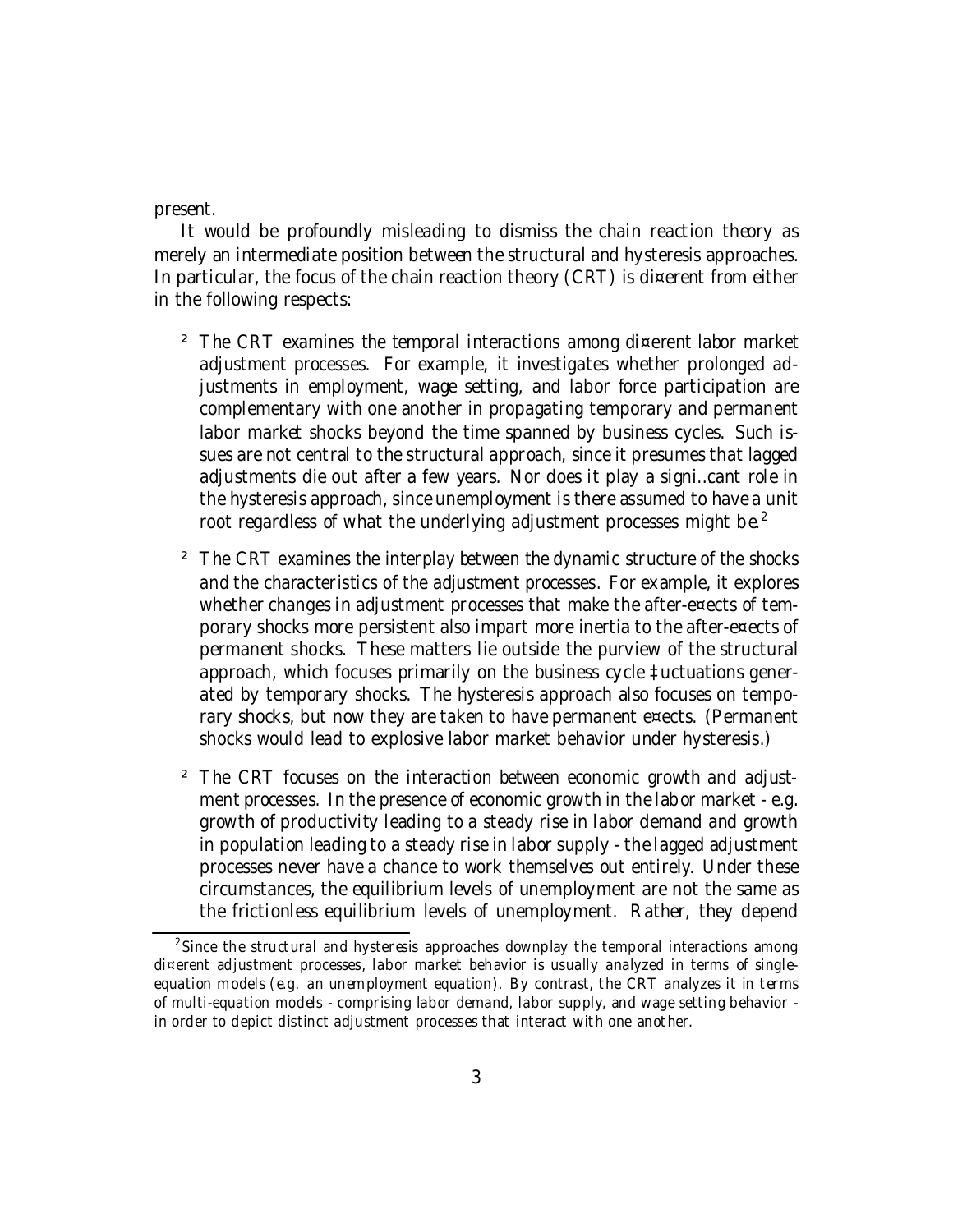present.

It would be profoundly misleading to dismiss the chain reaction theory as merely an intermediate position between the structural and hysteresis approaches. In particular, the focus of the chain reaction theory (CRT) is different from either in the following respects:

- The CRT examines the temporal interactions among different labor market adjustment processes. For example, it investigates whether prolonged adjustments in employment, wage setting, and labor force participation are complementary with one another in propagating temporary and permanent labor market shocks beyond the time spanned by business cycles. Such issues are not central to the structural approach, since it presumes that lagged adjustments die out after a few years. Nor does it play a significant role in the hysteresis approach, since unemployment is there assumed to have a unit root regardless of what the underlying adjustment processes might be.[2]

- The CRT examines the interplay between the dynamic structure of the shocks and the characteristics of the adjustment processes. For example, it explores whether changes in adjustment processes that make the after-effects of temporary shocks more persistent also impart more inertia to the after-effects of permanent shocks. These matters lie outside the purview of the structural approach, which focuses primarily on the business cycle fluctuations generated by temporary shocks. The hysteresis approach also focuses on temporary shocks, but now they are taken to have permanent effects. (Permanent shocks would lead to explosive labor market behavior under hysteresis.)

- The CRT focuses on the interaction between economic growth and adjustment processes. In the presence of economic growth in the labor market - e.g. growth of productivity leading to a steady rise in labor demand and growth in population leading to a steady rise in labor supply - the lagged adjustment processes never have a chance to work themselves out entirely. Under these circumstances, the equilibrium levels of unemployment are not the same as the frictionless equilibrium levels of unemployment. Rather, they depend

[2] Since the structural and hysteresis approaches downplay the temporal interactions among different adjustment processes, labor market behavior is usually analyzed in terms of single-equation models (e.g. an unemployment equation). By contrast, the CRT analyzes it in terms of multi-equation models - comprising labor demand, labor supply, and wage setting behavior - in order to depict distinct adjustment processes that interact with one another.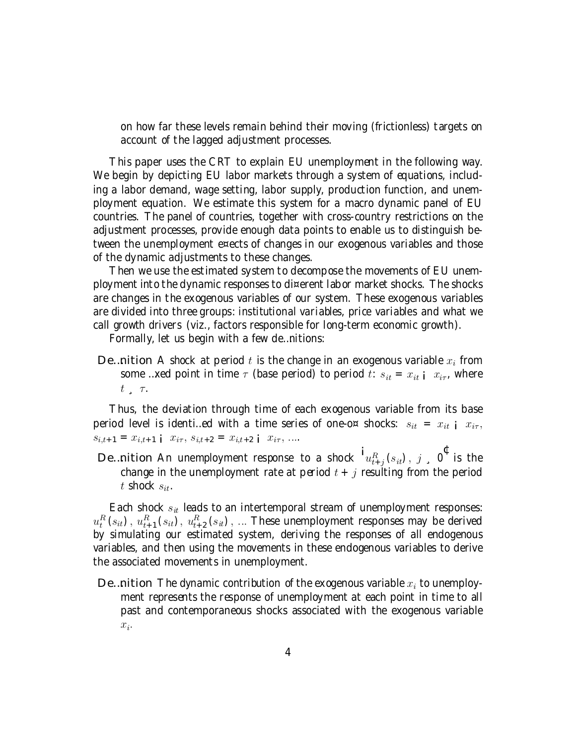on how far these levels remain behind their moving (frictionless) targets on account of the lagged adjustment processes.

This paper uses the CRT to explain EU unemployment in the following way. We begin by depicting EU labor markets through a system of equations, including a labor demand, wage setting, labor supply, production function, and unemployment equation. We estimate this system for a macro dynamic panel of EU countries. The panel of countries, together with cross-country restrictions on the adjustment processes, provide enough data points to enable us to distinguish between the unemployment effects of changes in our exogenous variables and those of the dynamic adjustments to these changes.

Then we use the estimated system to decompose the movements of EU unemployment into the dynamic responses to different labor market shocks. The shocks are changes in the exogenous variables of our system. These exogenous variables are divided into three groups: institutional variables, price variables and what we call growth drivers (viz., factors responsible for long-term economic growth).

Formally, let us begin with a few definitions:

**Definition** *A shock at period $t$ is the change in an exogenous variable $x_i$ from some fixed point in time $\tau$ (base period) to period $t$: $s_{it} = x_{it} - x_{i\tau}$, where $t \geq \tau$.*

Thus, the deviation through time of each exogenous variable from its base period level is identified with a time series of one-off shocks: $s_{it} = x_{it} - x_{i\tau}$, $s_{i,t+1} = x_{i,t+1} - x_{i\tau}$, $s_{i,t+2} = x_{i,t+2} - x_{i\tau}$, ....

**Definition** *An unemployment response to a shock $\left(u_{t+j}^{R}(s_{it}),\ j \geq 0\right)$ is the change in the unemployment rate at period $t+j$ resulting from the period $t$ shock $s_{it}$.*

Each shock $s_{it}$ leads to an intertemporal stream of unemployment responses: $u_{t}^{R}(s_{it})$, $u_{t+1}^{R}(s_{it})$, $u_{t+2}^{R}(s_{it})$, ... These unemployment responses may be derived by simulating our estimated system, deriving the responses of all endogenous variables, and then using the movements in these endogenous variables to derive the associated movements in unemployment.

**Definition** *The dynamic contribution of the exogenous variable $x_i$ to unemployment represents the response of unemployment at each point in time to all past and contemporaneous shocks associated with the exogenous variable $x_i$.*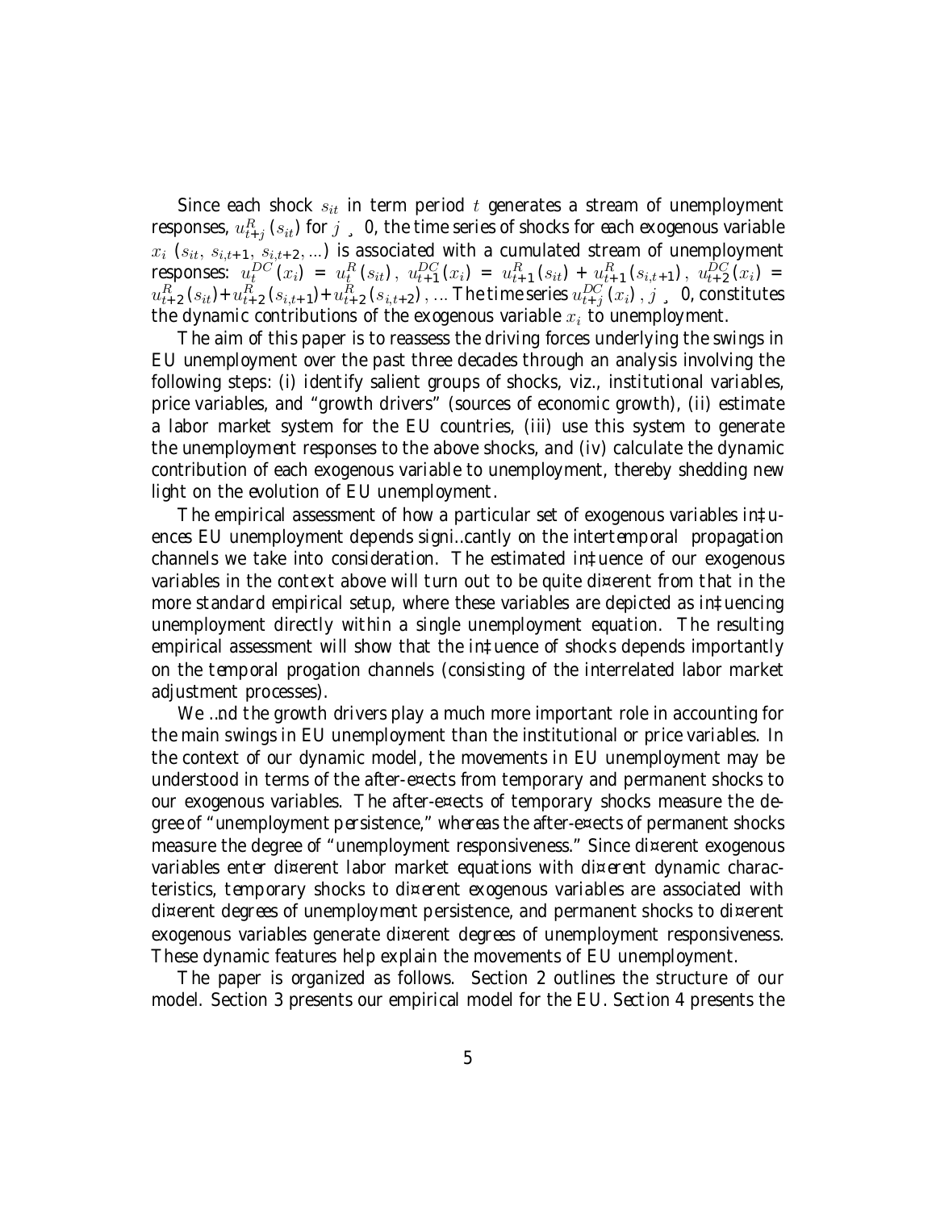Since each shock $s_{it}$ in term period $t$ generates a stream of unemployment responses, $u^R_{t+j}(s_{it})$ for $j \geq 0$, the time series of shocks for each exogenous variable $x_i$ ($s_{it}$, $s_{i,t+1}$, $s_{i,t+2}$, ...) is associated with a cumulated stream of unemployment responses: $u^{DC}_t(x_i) = u^R_t(s_{it})$, $u^{DC}_{t+1}(x_i) = u^R_{t+1}(s_{it}) + u^R_{t+1}(s_{i,t+1})$, $u^{DC}_{t+2}(x_i) = u^R_{t+2}(s_{it}) + u^R_{t+2}(s_{i,t+1}) + u^R_{t+2}(s_{i,t+2})$, ... The time series $u^{DC}_{t+j}(x_i)$, $j \geq 0$, constitutes the dynamic contributions of the exogenous variable $x_i$ to unemployment.

The aim of this paper is to reassess the driving forces underlying the swings in EU unemployment over the past three decades through an analysis involving the following steps: (i) identify salient groups of shocks, viz., institutional variables, price variables, and "growth drivers" (sources of economic growth), (ii) estimate a labor market system for the EU countries, (iii) use this system to generate the unemployment responses to the above shocks, and (iv) calculate the dynamic contribution of each exogenous variable to unemployment, thereby shedding new light on the evolution of EU unemployment.

The empirical assessment of how a particular set of exogenous variables influences EU unemployment depends significantly on the intertemporal propagation channels we take into consideration. The estimated influence of our exogenous variables in the context above will turn out to be quite different from that in the more standard empirical setup, where these variables are depicted as influencing unemployment directly within a single unemployment equation. The resulting empirical assessment will show that the influence of shocks depends importantly on the temporal progation channels (consisting of the interrelated labor market adjustment processes).

We find the growth drivers play a much more important role in accounting for the main swings in EU unemployment than the institutional or price variables. In the context of our dynamic model, the movements in EU unemployment may be understood in terms of the after-effects from temporary and permanent shocks to our exogenous variables. The after-effects of temporary shocks measure the degree of "unemployment persistence," whereas the after-effects of permanent shocks measure the degree of "unemployment responsiveness." Since different exogenous variables enter different labor market equations with different dynamic characteristics, temporary shocks to different exogenous variables are associated with different degrees of unemployment persistence, and permanent shocks to different exogenous variables generate different degrees of unemployment responsiveness. These dynamic features help explain the movements of EU unemployment.

The paper is organized as follows. Section 2 outlines the structure of our model. Section 3 presents our empirical model for the EU. Section 4 presents the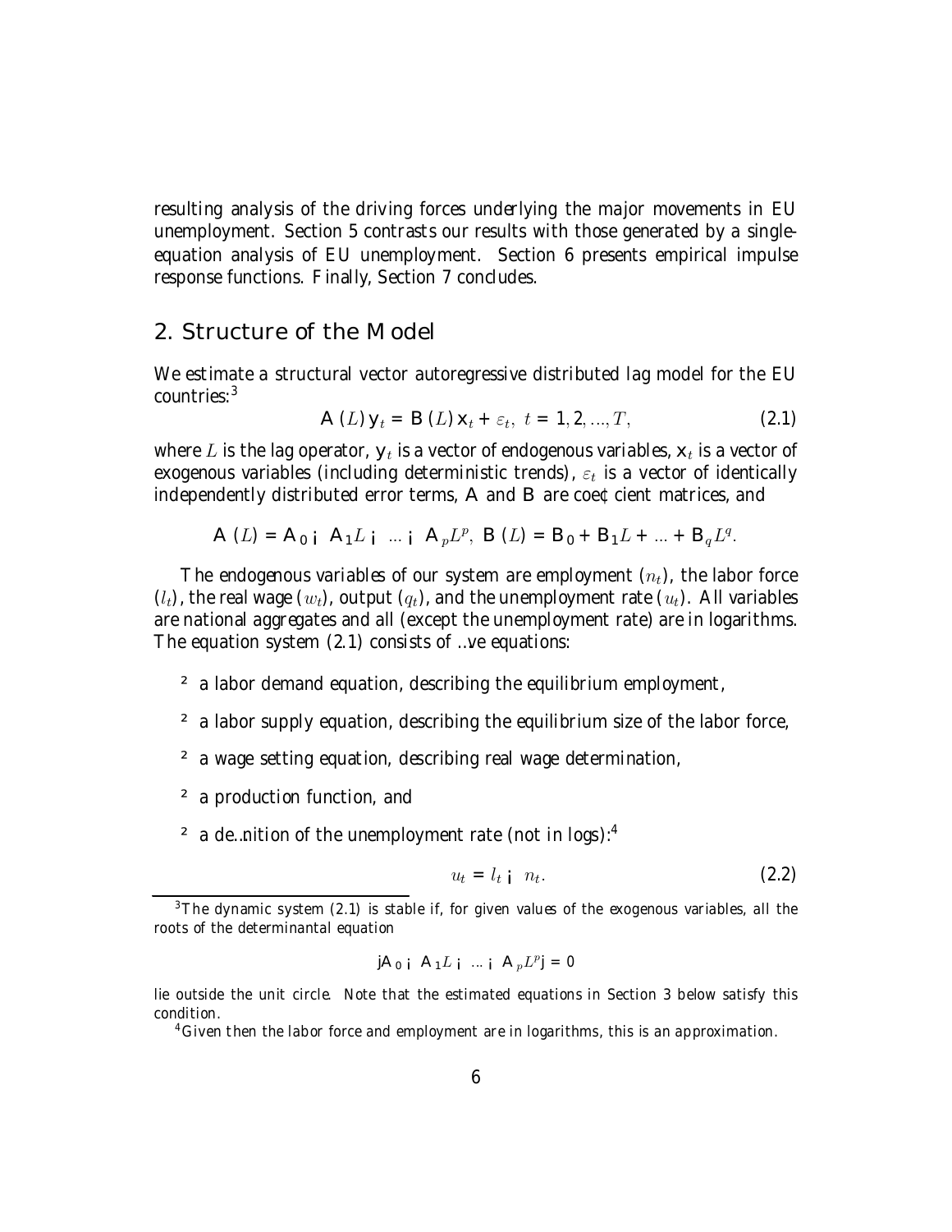resulting analysis of the driving forces underlying the major movements in EU unemployment. Section 5 contrasts our results with those generated by a single-equation analysis of EU unemployment. Section 6 presents empirical impulse response functions. Finally, Section 7 concludes.

## 2. Structure of the Model

We estimate a structural vector autoregressive distributed lag model for the EU countries:[3]

$$\mathbf{A}(L)\,\mathbf{y}_t = \mathbf{B}(L)\,\mathbf{x}_t + \varepsilon_t,\ t = 1, 2, ..., T, \tag{2.1}$$

where $L$ is the lag operator, $\mathbf{y}_t$ is a vector of endogenous variables, $\mathbf{x}_t$ is a vector of exogenous variables (including deterministic trends), $\varepsilon_t$ is a vector of identically independently distributed error terms, $\mathbf{A}$ and $\mathbf{B}$ are coefficient matrices, and

$$\mathbf{A}(L) = \mathbf{A}_0 - \mathbf{A}_1 L - ... - \mathbf{A}_p L^p,\ \mathbf{B}(L) = \mathbf{B}_0 + \mathbf{B}_1 L + ... + \mathbf{B}_q L^q.$$

The endogenous variables of our system are employment ($n_t$), the labor force ($l_t$), the real wage ($w_t$), output ($q_t$), and the unemployment rate ($u_t$). All variables are national aggregates and all (except the unemployment rate) are in logarithms. The equation system (2.1) consists of five equations:

- a labor demand equation, describing the equilibrium employment,
- a labor supply equation, describing the equilibrium size of the labor force,
- a wage setting equation, describing real wage determination,
- a production function, and
- a definition of the unemployment rate (not in logs):[4]

$$u_t = l_t - n_t. \tag{2.2}$$

---

[3] The dynamic system (2.1) is stable if, for given values of the exogenous variables, all the roots of the determinantal equation

$$|\mathbf{A}_0 - \mathbf{A}_1 L - ... - \mathbf{A}_p L^p| = 0$$

lie outside the unit circle. Note that the estimated equations in Section 3 below satisfy this condition.

[4] Given then the labor force and employment are in logarithms, this is an approximation.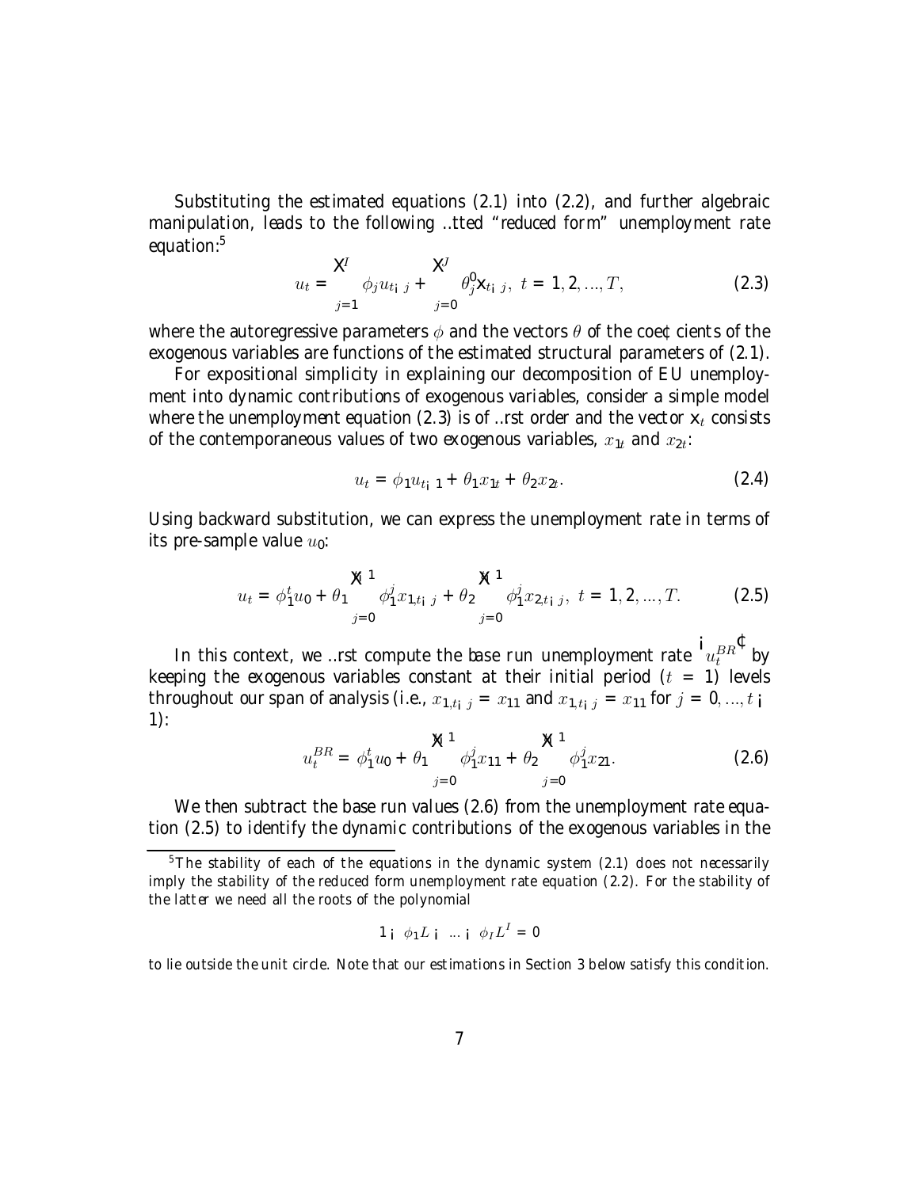Substituting the estimated equations (2.1) into (2.2), and further algebraic manipulation, leads to the following fitted "reduced form" unemployment rate equation:[5]

$$u_t = \sum_{j=1}^{I} \phi_j u_{t-j} + \sum_{j=0}^{J} \theta_j' \mathbf{x}_{t-j}, \ t = 1, 2, ..., T, \tag{2.3}$$

where the autoregressive parameters $\phi$ and the vectors $\theta$ of the coefficients of the exogenous variables are functions of the estimated structural parameters of (2.1).

For expositional simplicity in explaining our decomposition of EU unemployment into dynamic contributions of exogenous variables, consider a simple model where the unemployment equation (2.3) is of first order and the vector $\mathbf{x}_t$ consists of the contemporaneous values of two exogenous variables, $x_{1t}$ and $x_{2t}$:

$$u_t = \phi_1 u_{t-1} + \theta_1 x_{1t} + \theta_2 x_{2t}. \tag{2.4}$$

Using backward substitution, we can express the unemployment rate in terms of its pre-sample value $u_0$:

$$u_t = \phi_1^t u_0 + \theta_1 \sum_{j=0}^{t-1} \phi_1^j x_{1,t-j} + \theta_2 \sum_{j=0}^{t-1} \phi_1^j x_{2,t-j}, \ t = 1, 2, ..., T. \tag{2.5}$$

In this context, we first compute the base run unemployment rate $\left(u_t^{BR}\right)$ by keeping the exogenous variables constant at their initial period ($t = 1$) levels throughout our span of analysis (i.e., $x_{1,t-j} = x_{11}$ and $x_{1,t-j} = x_{11}$ for $j = 0, ..., t-1$):

$$u_t^{BR} = \phi_1^t u_0 + \theta_1 \sum_{j=0}^{t-1} \phi_1^j x_{11} + \theta_2 \sum_{j=0}^{t-1} \phi_1^j x_{21}. \tag{2.6}$$

We then subtract the base run values (2.6) from the unemployment rate equation (2.5) to identify the dynamic contributions of the exogenous variables in the

[5] The stability of each of the equations in the dynamic system (2.1) does not necessarily imply the stability of the reduced form unemployment rate equation (2.2). For the stability of the latter we need all the roots of the polynomial

$$1 - \phi_1 L - ... - \phi_I L^I = 0$$

to lie outside the unit circle. Note that our estimations in Section 3 below satisfy this condition.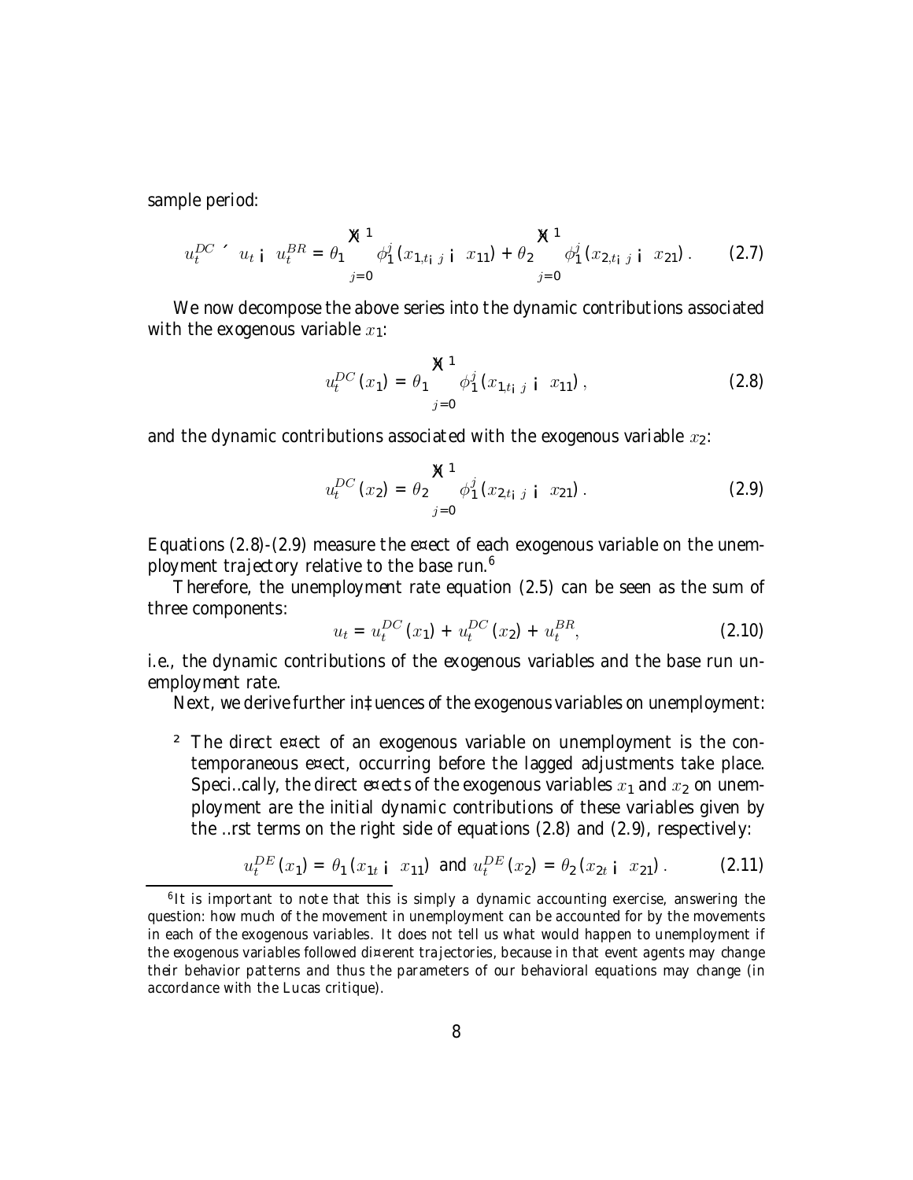sample period:

$$u_t^{DC} \simeq u_t - u_t^{BR} = \theta_1 \sum_{j=0}^{\infty} \phi_1^j (x_{1,t-j} - x_{11}) + \theta_2 \sum_{j=0}^{\infty} \phi_1^j (x_{2,t-j} - x_{21}). \tag{2.7}$$

We now decompose the above series into the dynamic contributions associated with the exogenous variable $x_1$:

$$u_t^{DC}(x_1) = \theta_1 \sum_{j=0}^{\infty} \phi_1^j (x_{1,t-j} - x_{11}), \tag{2.8}$$

and the dynamic contributions associated with the exogenous variable $x_2$:

$$u_t^{DC}(x_2) = \theta_2 \sum_{j=0}^{\infty} \phi_1^j (x_{2,t-j} - x_{21}). \tag{2.9}$$

Equations (2.8)-(2.9) measure the effect of each exogenous variable on the unemployment trajectory relative to the base run.[6]

Therefore, the unemployment rate equation (2.5) can be seen as the sum of three components:

$$u_t = u_t^{DC}(x_1) + u_t^{DC}(x_2) + u_t^{BR}, \tag{2.10}$$

i.e., the dynamic contributions of the exogenous variables and the base run unemployment rate.

Next, we derive further influences of the exogenous variables on unemployment:

- The direct effect of an exogenous variable on unemployment is the contemporaneous effect, occurring before the lagged adjustments take place. Specifically, the direct effects of the exogenous variables $x_1$ and $x_2$ on unemployment are the initial dynamic contributions of these variables given by the first terms on the right side of equations (2.8) and (2.9), respectively:

$$u_t^{DE}(x_1) = \theta_1 (x_{1t} - x_{11}) \text{ and } u_t^{DE}(x_2) = \theta_2 (x_{2t} - x_{21}). \tag{2.11}$$

[6] It is important to note that this is simply a dynamic accounting exercise, answering the question: how much of the movement in unemployment can be accounted for by the movements in each of the exogenous variables. It does not tell us what would happen to unemployment if the exogenous variables followed different trajectories, because in that event agents may change their behavior patterns and thus the parameters of our behavioral equations may change (in accordance with the Lucas critique).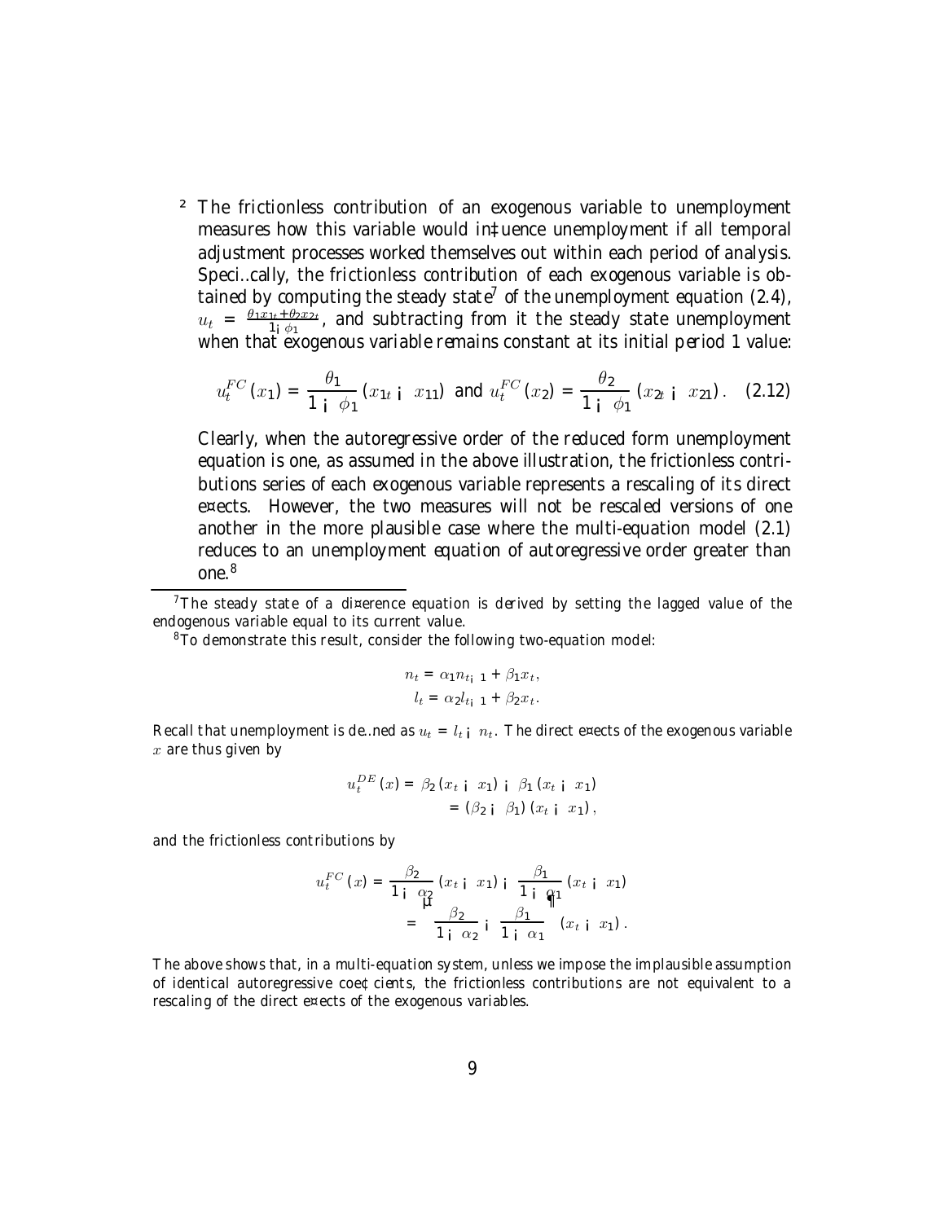- The frictionless contribution of an exogenous variable to unemployment measures how this variable would influence unemployment if all temporal adjustment processes worked themselves out within each period of analysis. Specifically, the frictionless contribution of each exogenous variable is obtained by computing the steady state[7] of the unemployment equation (2.4), $u_t = \frac{\theta_1 x_{1t} + \theta_2 x_{2t}}{1 - \phi_1}$, and subtracting from it the steady state unemployment when that exogenous variable remains constant at its initial period 1 value:

$$u_t^{FC}(x_1) = \frac{\theta_1}{1 - \phi_1}(x_{1t} - x_{11}) \text{ and } u_t^{FC}(x_2) = \frac{\theta_2}{1 - \phi_1}(x_{2t} - x_{21}). \quad (2.12)$$

Clearly, when the autoregressive order of the reduced form unemployment equation is one, as assumed in the above illustration, the frictionless contributions series of each exogenous variable represents a rescaling of its direct effects. However, the two measures will not be rescaled versions of one another in the more plausible case where the multi-equation model (2.1) reduces to an unemployment equation of autoregressive order greater than one.[8]

---

[7] The steady state of a difference equation is derived by setting the lagged value of the endogenous variable equal to its current value.

[8] To demonstrate this result, consider the following two-equation model:

$$n_t = \alpha_1 n_{t-1} + \beta_1 x_t,$$
$$l_t = \alpha_2 l_{t-1} + \beta_2 x_t.$$

Recall that unemployment is defined as $u_t = l_t - n_t$. The direct effects of the exogenous variable $x$ are thus given by

$$u_t^{DE}(x) = \beta_2(x_t - x_1) - \beta_1(x_t - x_1) = (\beta_2 - \beta_1)(x_t - x_1),$$

and the frictionless contributions by

$$u_t^{FC}(x) = \frac{\beta_2}{1 - \alpha_2}(x_t - x_1) - \frac{\beta_1}{1 - \alpha_1}(x_t - x_1) = \left(\frac{\beta_2}{1 - \alpha_2} - \frac{\beta_1}{1 - \alpha_1}\right)(x_t - x_1).$$

The above shows that, in a multi-equation system, unless we impose the implausible assumption of identical autoregressive coefficients, the frictionless contributions are not equivalent to a rescaling of the direct effects of the exogenous variables.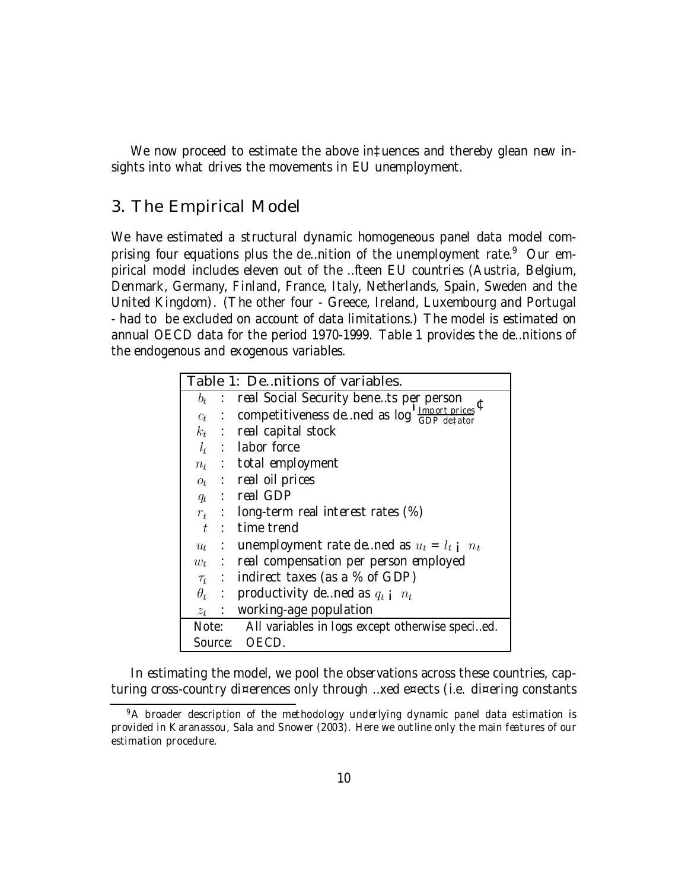We now proceed to estimate the above influences and thereby glean new insights into what drives the movements in EU unemployment.

## 3. The Empirical Model

We have estimated a structural dynamic homogeneous panel data model comprising four equations plus the definition of the unemployment rate.[9] Our empirical model includes eleven out of the fifteen EU countries (Austria, Belgium, Denmark, Germany, Finland, France, Italy, Netherlands, Spain, Sweden and the United Kingdom). (The other four - Greece, Ireland, Luxembourg and Portugal - had to be excluded on account of data limitations.) The model is estimated on annual OECD data for the period 1970-1999. Table 1 provides the definitions of the endogenous and exogenous variables.

| Table 1: Definitions of variables. | | |
|---|---|---|
| $b_t$ | : | real Social Security benefits per person |
| $c_t$ | : | competitiveness defined as $\log\left(\frac{\text{Import prices}}{\text{GDP deflator}}\right)$ |
| $k_t$ | : | real capital stock |
| $l_t$ | : | labor force |
| $n_t$ | : | total employment |
| $o_t$ | : | real oil prices |
| $q_t$ | : | real GDP |
| $r_t$ | : | long-term real interest rates (%) |
| $t$ | : | time trend |
| $u_t$ | : | unemployment rate defined as $u_t = l_t - n_t$ |
| $w_t$ | : | real compensation per person employed |
| $\tau_t$ | : | indirect taxes (as a % of GDP) |
| $\theta_t$ | : | productivity defined as $q_t - n_t$ |
| $z_t$ | : | working-age population |
| Note: | | All variables in logs except otherwise specified. |
| Source: | | OECD. |

In estimating the model, we pool the observations across these countries, capturing cross-country differences only through fixed effects (i.e. differing constants

[9] A broader description of the methodology underlying dynamic panel data estimation is provided in Karanassou, Sala and Snower (2003). Here we outline only the main features of our estimation procedure.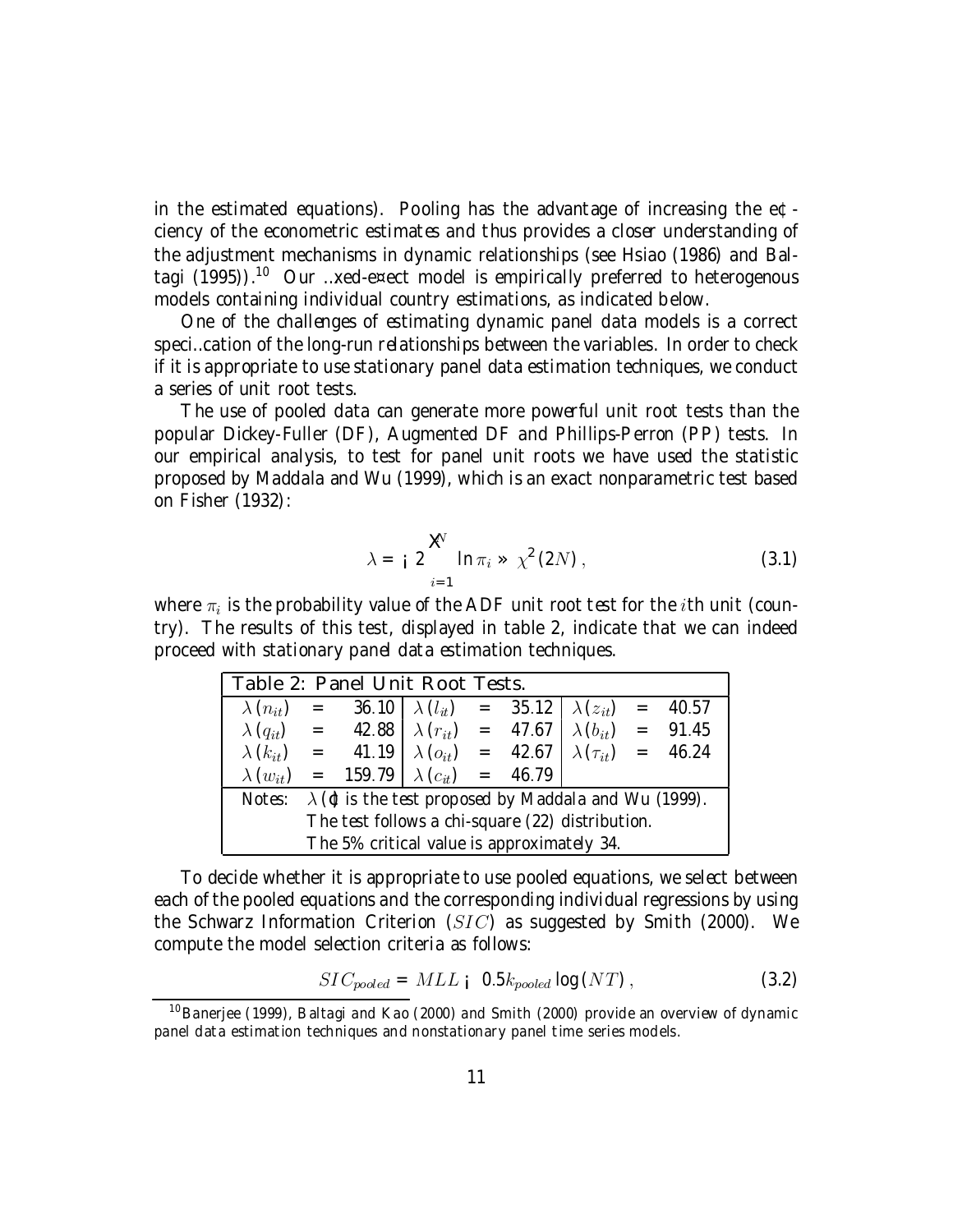in the estimated equations). Pooling has the advantage of increasing the efficiency of the econometric estimates and thus provides a closer understanding of the adjustment mechanisms in dynamic relationships (see Hsiao (1986) and Baltagi (1995)).[10] Our fixed-effect model is empirically preferred to heterogenous models containing individual country estimations, as indicated below.

One of the challenges of estimating dynamic panel data models is a correct specification of the long-run relationships between the variables. In order to check if it is appropriate to use stationary panel data estimation techniques, we conduct a series of unit root tests.

The use of pooled data can generate more powerful unit root tests than the popular Dickey-Fuller (DF), Augmented DF and Phillips-Perron (PP) tests. In our empirical analysis, to test for panel unit roots we have used the statistic proposed by Maddala and Wu (1999), which is an exact nonparametric test based on Fisher (1932):

$$\lambda = -2\sum_{i=1}^{N} \ln \pi_i \sim \chi^2(2N), \tag{3.1}$$

where $\pi_i$ is the probability value of the ADF unit root test for the $i$th unit (country). The results of this test, displayed in table 2, indicate that we can indeed proceed with stationary panel data estimation techniques.

**Table 2: Panel Unit Root Tests.**

| | | | | | | | | |
|---|---|---|---|---|---|---|---|---|
| $\lambda(n_{it})$ | = | 36.10 | $\lambda(l_{it})$ | = | 35.12 | $\lambda(z_{it})$ | = | 40.57 |
| $\lambda(q_{it})$ | = | 42.88 | $\lambda(r_{it})$ | = | 47.67 | $\lambda(b_{it})$ | = | 91.45 |
| $\lambda(k_{it})$ | = | 41.19 | $\lambda(o_{it})$ | = | 42.67 | $\lambda(\tau_{it})$ | = | 46.24 |
| $\lambda(w_{it})$ | = | 159.79 | $\lambda(c_{it})$ | = | 46.79 | | | |

Notes: $\lambda(\cdot)$ is the test proposed by Maddala and Wu (1999).
The test follows a chi-square (22) distribution.
The 5% critical value is approximately 34.

To decide whether it is appropriate to use pooled equations, we select between each of the pooled equations and the corresponding individual regressions by using the Schwarz Information Criterion ($SIC$) as suggested by Smith (2000). We compute the model selection criteria as follows:

$$SIC_{pooled} = MLL - 0.5k_{pooled}\log(NT), \tag{3.2}$$

[10] Banerjee (1999), Baltagi and Kao (2000) and Smith (2000) provide an overview of dynamic panel data estimation techniques and nonstationary panel time series models.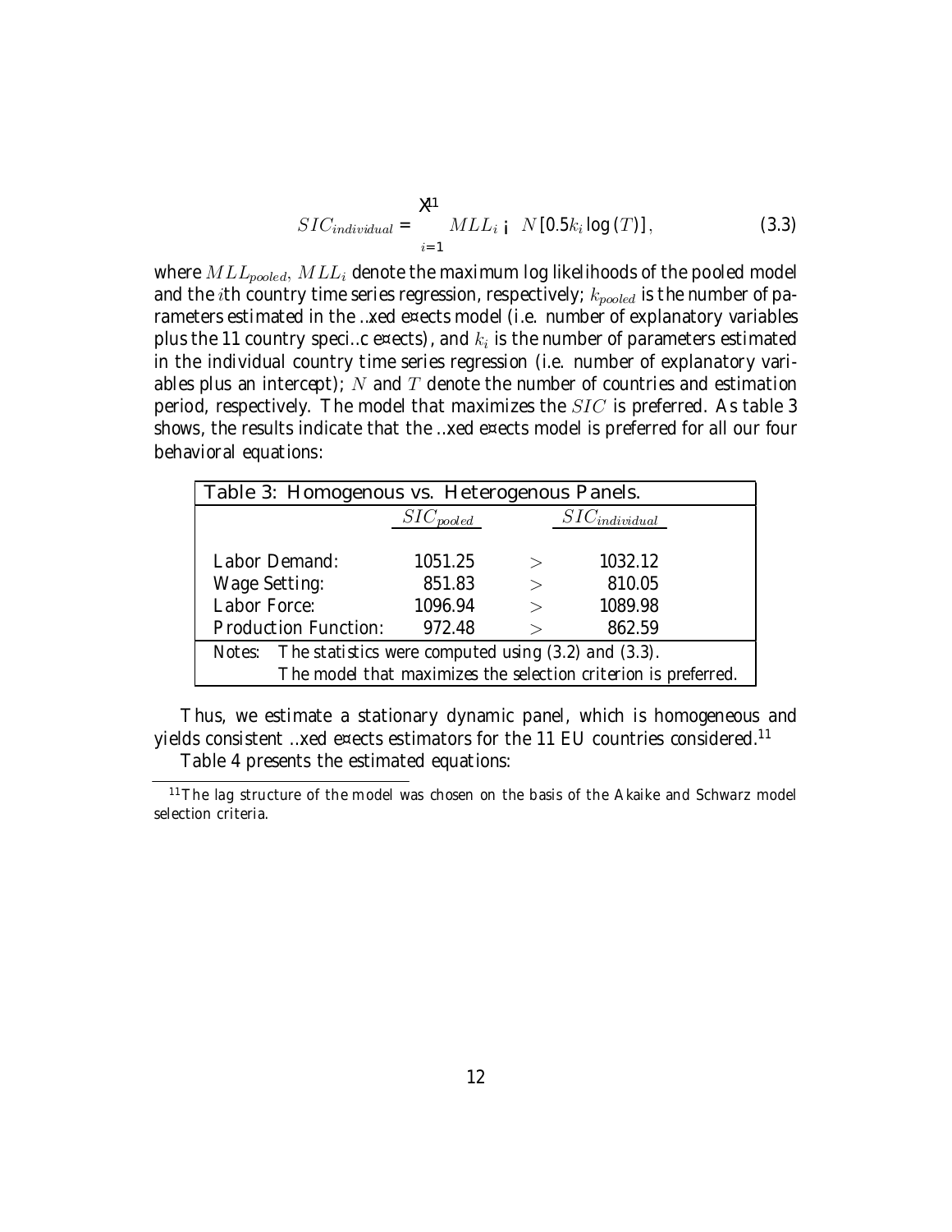$$SIC_{individual} = \sum_{i=1}^{11} MLL_i - N\left[0.5 k_i \log(T)\right], \tag{3.3}$$

where $MLL_{pooled}$, $MLL_i$ denote the maximum log likelihoods of the pooled model and the $i$th country time series regression, respectively; $k_{pooled}$ is the number of parameters estimated in the fixed effects model (i.e. number of explanatory variables plus the 11 country specific effects), and $k_i$ is the number of parameters estimated in the individual country time series regression (i.e. number of explanatory variables plus an intercept); $N$ and $T$ denote the number of countries and estimation period, respectively. The model that maximizes the $SIC$ is preferred. As table 3 shows, the results indicate that the fixed effects model is preferred for all our four behavioral equations:

| Table 3: Homogenous vs. Heterogenous Panels. | | | |
|---|---|---|---|
| | $SIC_{pooled}$ | | $SIC_{individual}$ |
| Labor Demand: | 1051.25 | $>$ | 1032.12 |
| Wage Setting: | 851.83 | $>$ | 810.05 |
| Labor Force: | 1096.94 | $>$ | 1089.98 |
| Production Function: | 972.48 | $>$ | 862.59 |

Notes: The statistics were computed using (3.2) and (3.3). The model that maximizes the selection criterion is preferred.

Thus, we estimate a stationary dynamic panel, which is homogeneous and yields consistent fixed effects estimators for the 11 EU countries considered.[11]

Table 4 presents the estimated equations:

[11] The lag structure of the model was chosen on the basis of the Akaike and Schwarz model selection criteria.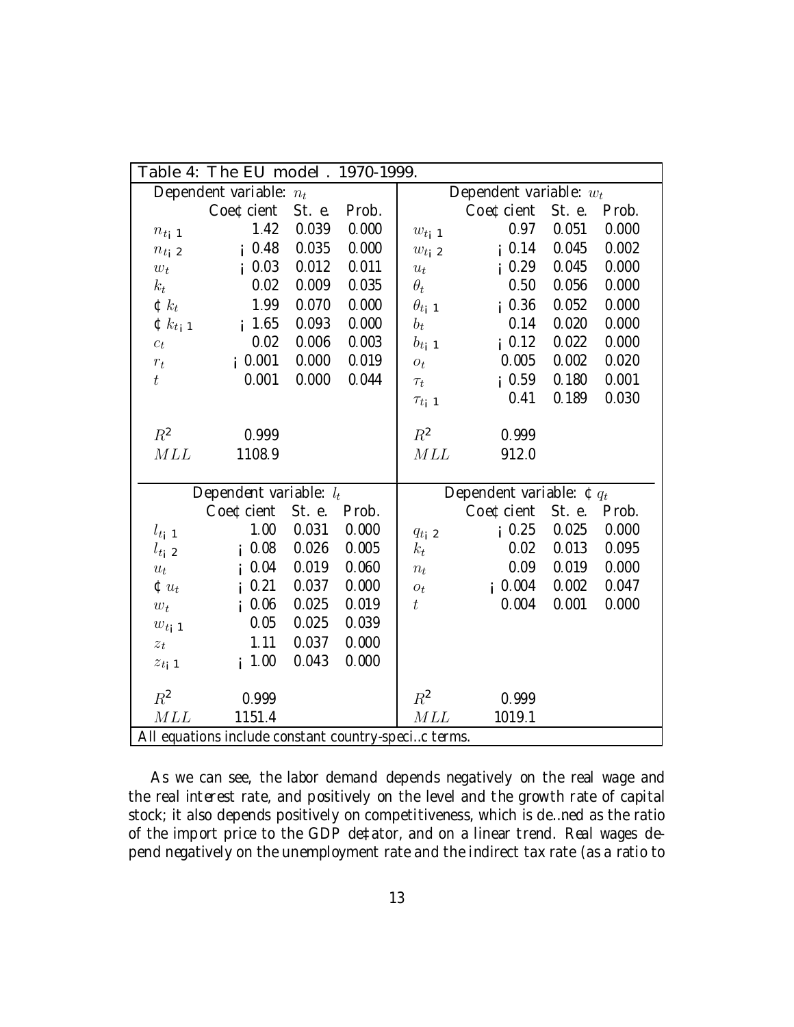Table 4: The EU model . 1970-1999.

| Dependent variable: $n_t$ | | | | Dependent variable: $w_t$ | | | |
|---|---|---|---|---|---|---|---|
| | Coefficient | St. e. | Prob. | | Coefficient | St. e. | Prob. |
| $n_{t-1}$ | 1.42 | 0.039 | 0.000 | $w_{t-1}$ | 0.97 | 0.051 | 0.000 |
| $n_{t-2}$ | $-0.48$ | 0.035 | 0.000 | $w_{t-2}$ | $-0.14$ | 0.045 | 0.002 |
| $w_t$ | $-0.03$ | 0.012 | 0.011 | $u_t$ | $-0.29$ | 0.045 | 0.000 |
| $k_t$ | 0.02 | 0.009 | 0.035 | $\theta_t$ | 0.50 | 0.056 | 0.000 |
| $\Delta k_t$ | 1.99 | 0.070 | 0.000 | $\theta_{t-1}$ | $-0.36$ | 0.052 | 0.000 |
| $\Delta k_{t-1}$ | $-1.65$ | 0.093 | 0.000 | $b_t$ | 0.14 | 0.020 | 0.000 |
| $c_t$ | 0.02 | 0.006 | 0.003 | $b_{t-1}$ | $-0.12$ | 0.022 | 0.000 |
| $r_t$ | $-0.001$ | 0.000 | 0.019 | $o_t$ | 0.005 | 0.002 | 0.020 |
| $t$ | 0.001 | 0.000 | 0.044 | $\tau_t$ | $-0.59$ | 0.180 | 0.001 |
| | | | | $\tau_{t-1}$ | 0.41 | 0.189 | 0.030 |
| $R^2$ | 0.999 | | | $R^2$ | 0.999 | | |
| $MLL$ | 1108.9 | | | $MLL$ | 912.0 | | |
| **Dependent variable: $l_t$** | | | | **Dependent variable: $\Delta q_t$** | | | |
| | Coefficient | St. e. | Prob. | | Coefficient | St. e. | Prob. |
| $l_{t-1}$ | 1.00 | 0.031 | 0.000 | $q_{t-2}$ | $-0.25$ | 0.025 | 0.000 |
| $l_{t-2}$ | $-0.08$ | 0.026 | 0.005 | $k_t$ | 0.02 | 0.013 | 0.095 |
| $u_t$ | $-0.04$ | 0.019 | 0.060 | $n_t$ | 0.09 | 0.019 | 0.000 |
| $\Delta u_t$ | $-0.21$ | 0.037 | 0.000 | $o_t$ | $-0.004$ | 0.002 | 0.047 |
| $w_t$ | $-0.06$ | 0.025 | 0.019 | $t$ | 0.004 | 0.001 | 0.000 |
| $w_{t-1}$ | 0.05 | 0.025 | 0.039 | | | | |
| $z_t$ | 1.11 | 0.037 | 0.000 | | | | |
| $z_{t-1}$ | $-1.00$ | 0.043 | 0.000 | | | | |
| $R^2$ | 0.999 | | | $R^2$ | 0.999 | | |
| $MLL$ | 1151.4 | | | $MLL$ | 1019.1 | | |

All equations include constant country-specific terms.

As we can see, the labor demand depends negatively on the real wage and the real interest rate, and positively on the level and the growth rate of capital stock; it also depends positively on competitiveness, which is defined as the ratio of the import price to the GDP deflator, and on a linear trend. Real wages depend negatively on the unemployment rate and the indirect tax rate (as a ratio to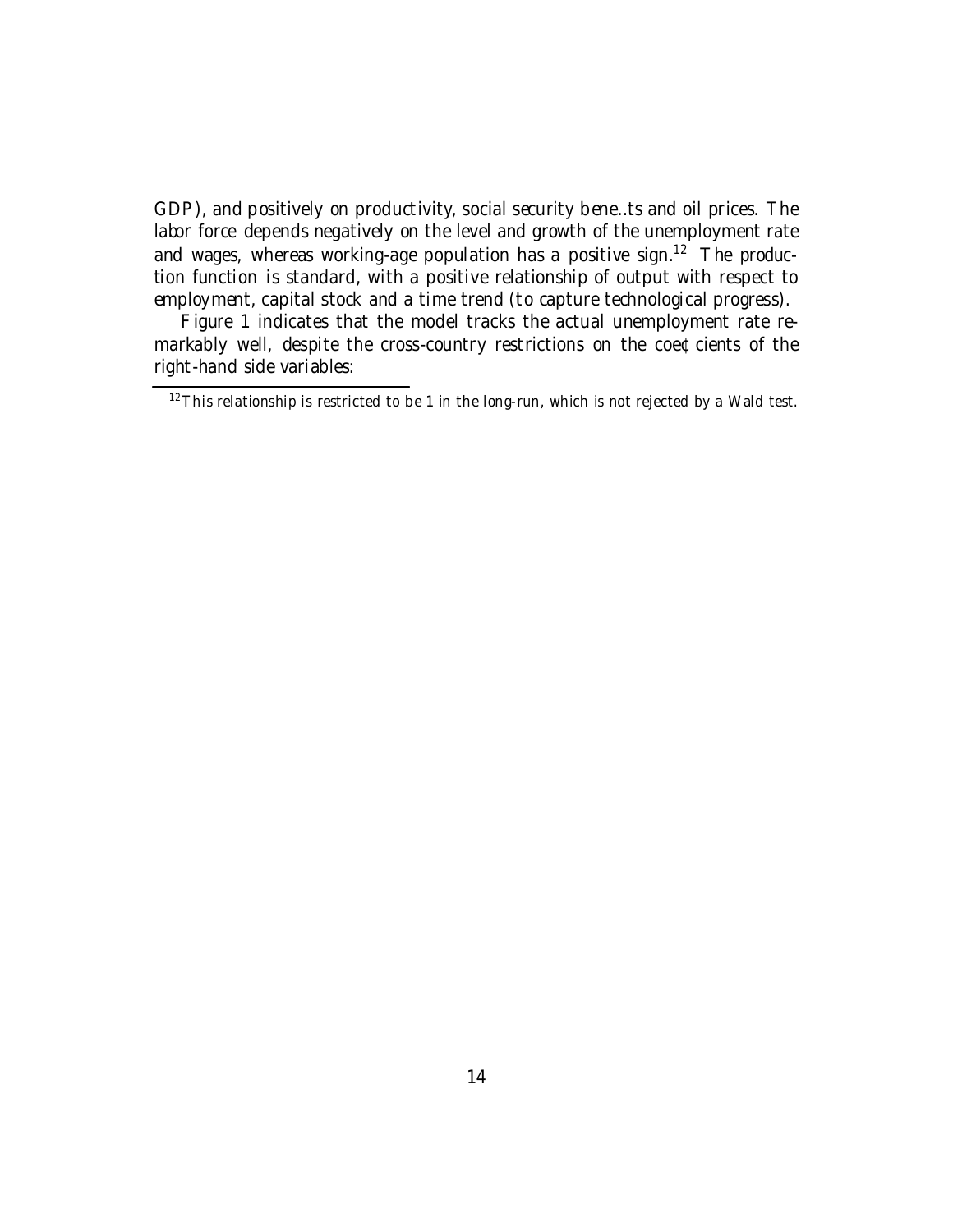GDP), and positively on productivity, social security benefits and oil prices. The labor force depends negatively on the level and growth of the unemployment rate and wages, whereas working-age population has a positive sign.[12] The production function is standard, with a positive relationship of output with respect to employment, capital stock and a time trend (to capture technological progress).

Figure 1 indicates that the model tracks the actual unemployment rate remarkably well, despite the cross-country restrictions on the coefficients of the right-hand side variables:

---

[12] This relationship is restricted to be 1 in the long-run, which is not rejected by a Wald test.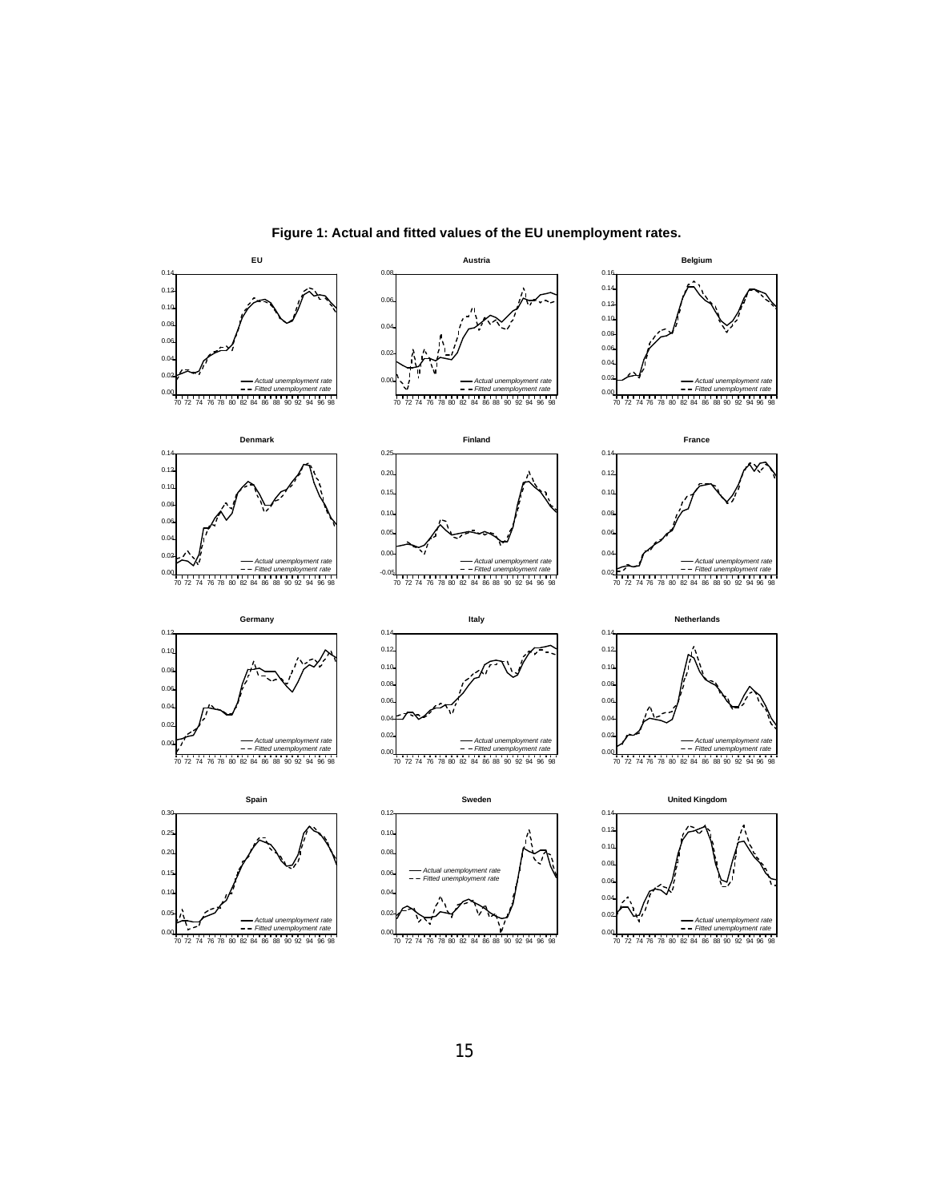**Figure 1: Actual and fitted values of the EU unemployment rates.**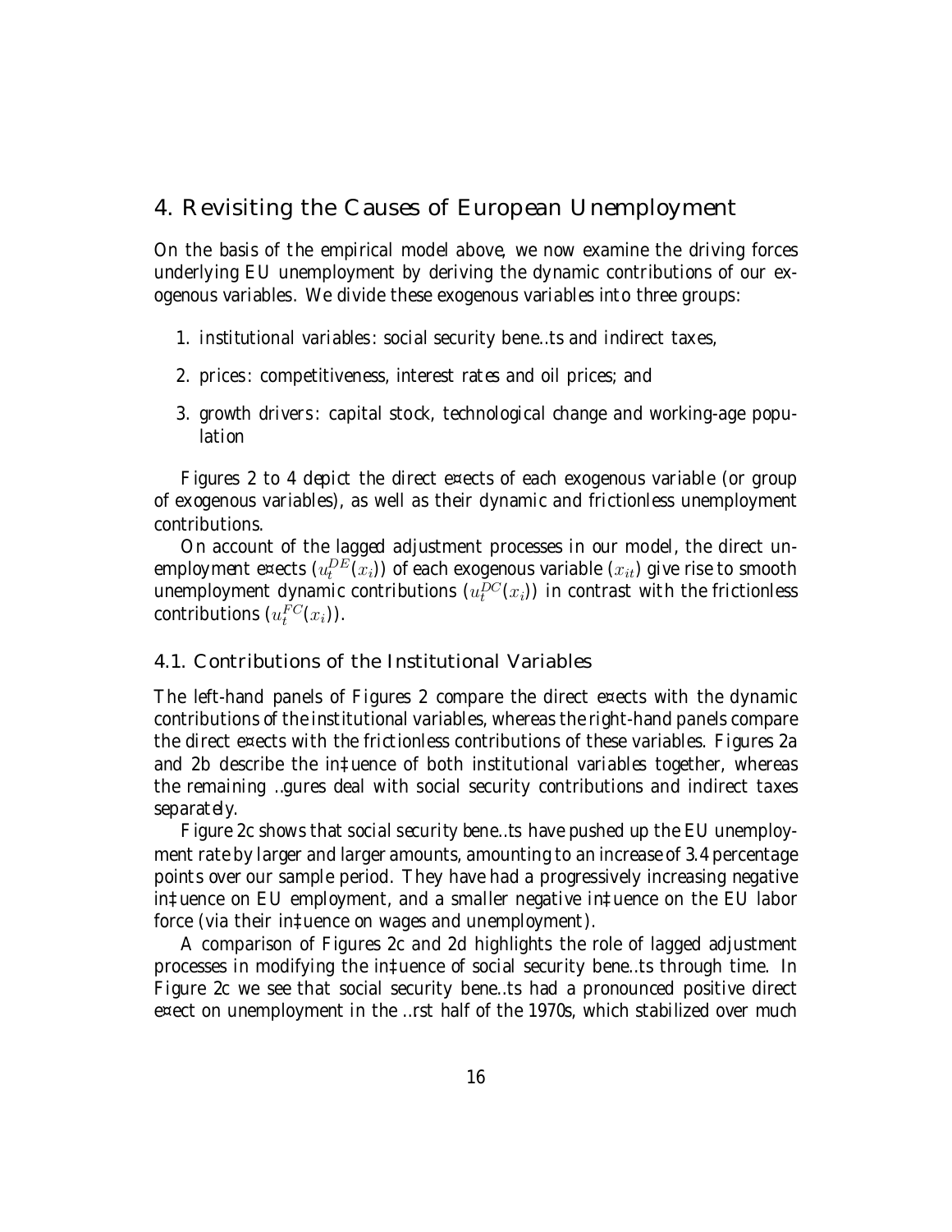## 4. Revisiting the Causes of European Unemployment

On the basis of the empirical model above, we now examine the driving forces underlying EU unemployment by deriving the dynamic contributions of our exogenous variables. We divide these exogenous variables into three groups:

1. *institutional variables*: social security benefits and indirect taxes,
2. *prices*: competitiveness, interest rates and oil prices; and
3. *growth drivers*: capital stock, technological change and working-age population

Figures 2 to 4 depict the direct effects of each exogenous variable (or group of exogenous variables), as well as their dynamic and frictionless unemployment contributions.

On account of the lagged adjustment processes in our model, the direct unemployment effects ($u_t^{DE}(x_i)$) of each exogenous variable ($x_{it}$) give rise to smooth unemployment dynamic contributions ($u_t^{DC}(x_i)$) in contrast with the frictionless contributions ($u_t^{FC}(x_i)$).

### 4.1. Contributions of the Institutional Variables

The left-hand panels of Figures 2 compare the direct effects with the dynamic contributions of the institutional variables, whereas the right-hand panels compare the direct effects with the frictionless contributions of these variables. Figures 2a and 2b describe the influence of both institutional variables together, whereas the remaining figures deal with social security contributions and indirect taxes separately.

Figure 2c shows that social security benefits have pushed up the EU unemployment rate by larger and larger amounts, amounting to an increase of 3.4 percentage points over our sample period. They have had a progressively increasing negative influence on EU employment, and a smaller negative influence on the EU labor force (via their influence on wages and unemployment).

A comparison of Figures 2c and 2d highlights the role of lagged adjustment processes in modifying the influence of social security benefits through time. In Figure 2c we see that social security benefits had a pronounced positive direct effect on unemployment in the first half of the 1970s, which stabilized over much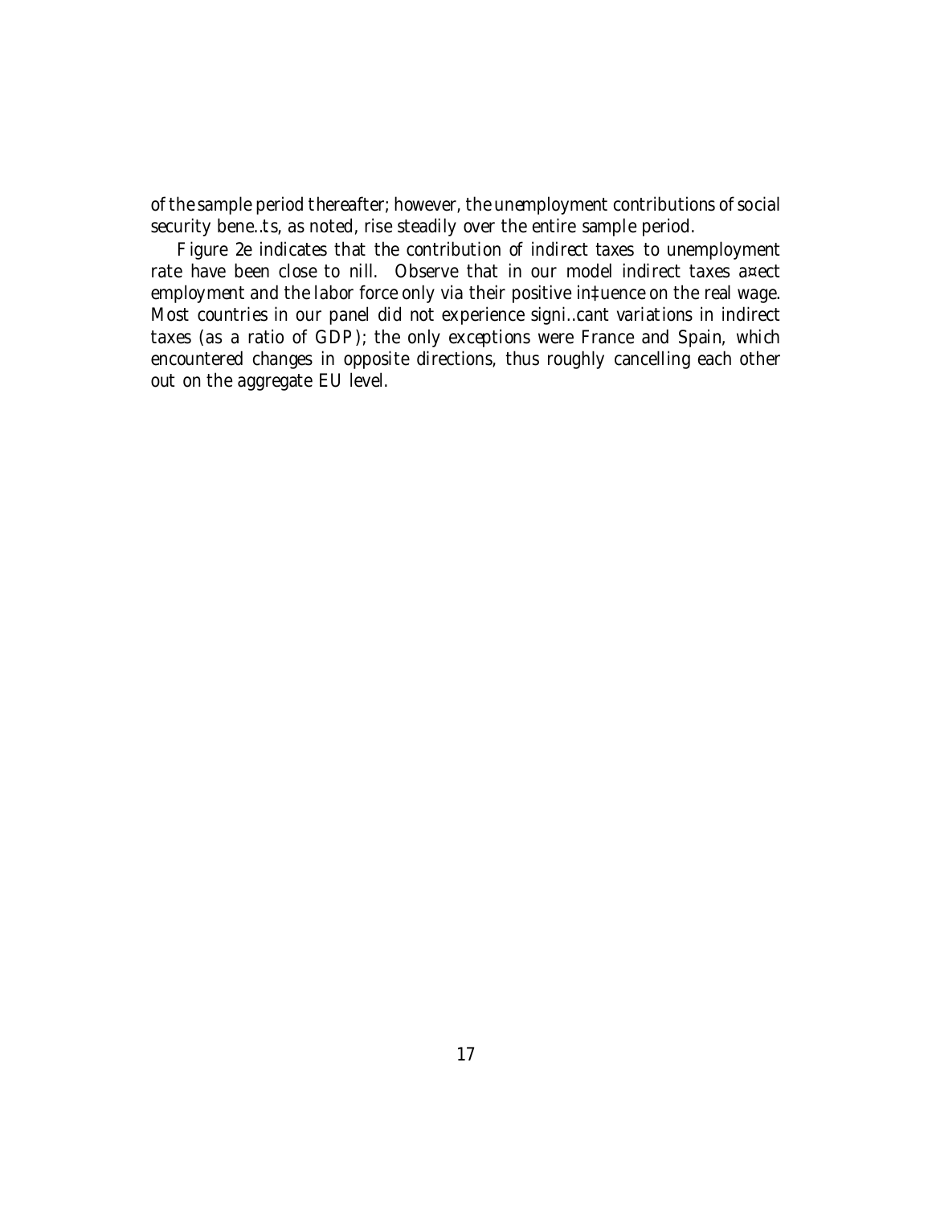of the sample period thereafter; however, the unemployment contributions of social security benefits, as noted, rise steadily over the entire sample period.

Figure 2e indicates that the contribution of indirect taxes to unemployment rate have been close to nill. Observe that in our model indirect taxes affect employment and the labor force only via their positive influence on the real wage. Most countries in our panel did not experience significant variations in indirect taxes (as a ratio of GDP); the only exceptions were France and Spain, which encountered changes in opposite directions, thus roughly cancelling each other out on the aggregate EU level.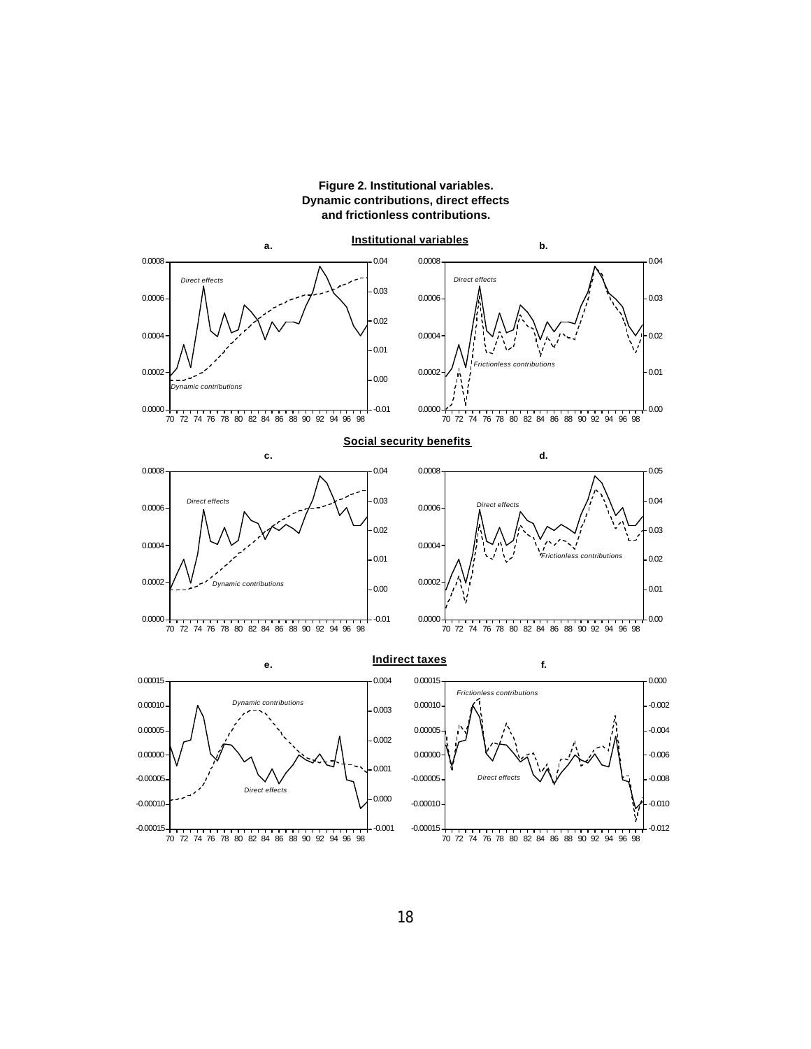**Figure 2. Institutional variables.**
**Dynamic contributions, direct effects**
**and frictionless contributions.**

**Institutional variables**

a.

b.

**Social security benefits**

c.

d.

**Indirect taxes**

e.

f.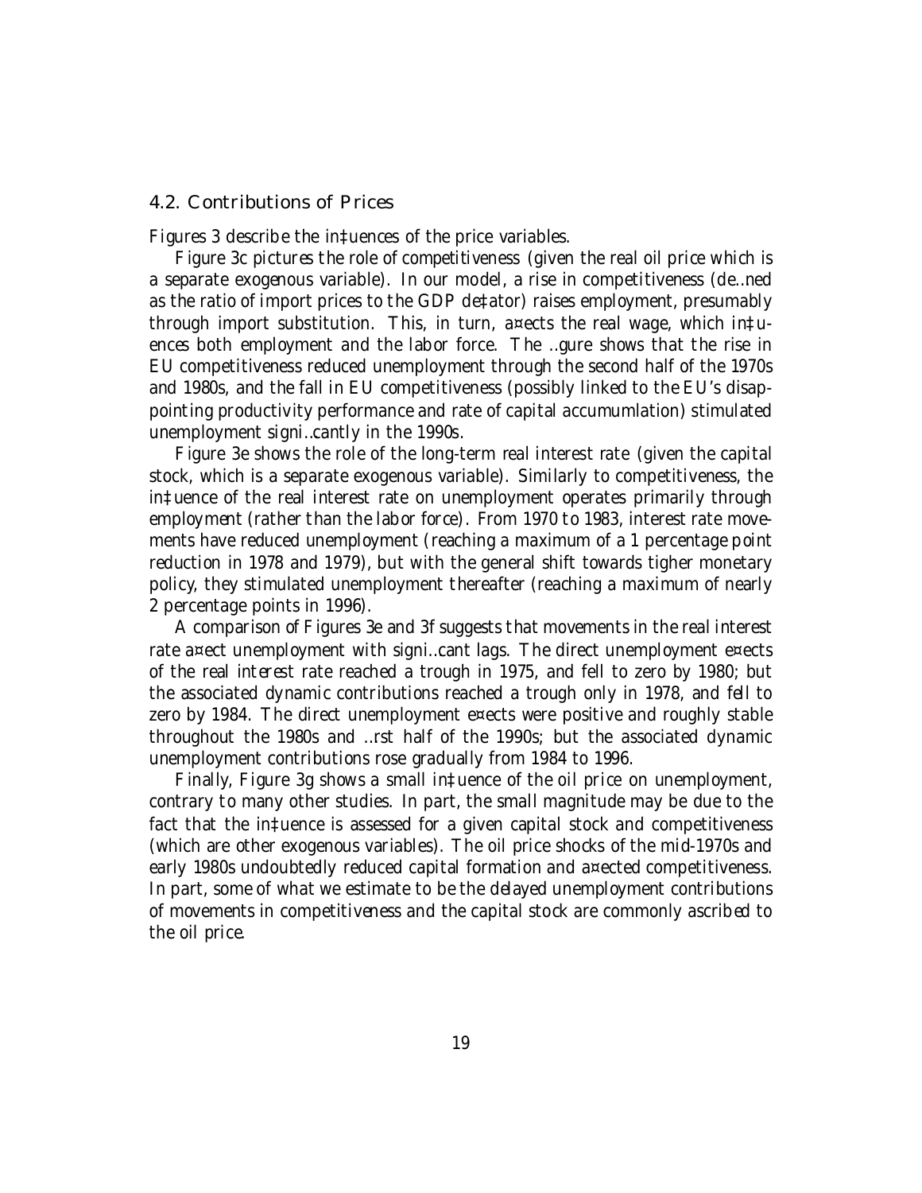### 4.2. Contributions of Prices

Figures 3 describe the influences of the price variables.

Figure 3c pictures the role of competitiveness (given the real oil price which is a separate exogenous variable). In our model, a rise in competitiveness (defined as the ratio of import prices to the GDP deflator) raises employment, presumably through import substitution. This, in turn, affects the real wage, which influences both employment and the labor force. The figure shows that the rise in EU competitiveness reduced unemployment through the second half of the 1970s and 1980s, and the fall in EU competitiveness (possibly linked to the EU's disappointing productivity performance and rate of capital accumumlation) stimulated unemployment significantly in the 1990s.

Figure 3e shows the role of the long-term real interest rate (given the capital stock, which is a separate exogenous variable). Similarly to competitiveness, the influence of the real interest rate on unemployment operates primarily through employment (rather than the labor force). From 1970 to 1983, interest rate movements have reduced unemployment (reaching a maximum of a 1 percentage point reduction in 1978 and 1979), but with the general shift towards tigher monetary policy, they stimulated unemployment thereafter (reaching a maximum of nearly 2 percentage points in 1996).

A comparison of Figures 3e and 3f suggests that movements in the real interest rate affect unemployment with significant lags. The direct unemployment effects of the real interest rate reached a trough in 1975, and fell to zero by 1980; but the associated dynamic contributions reached a trough only in 1978, and fell to zero by 1984. The direct unemployment effects were positive and roughly stable throughout the 1980s and first half of the 1990s; but the associated dynamic unemployment contributions rose gradually from 1984 to 1996.

Finally, Figure 3g shows a small influence of the oil price on unemployment, contrary to many other studies. In part, the small magnitude may be due to the fact that the influence is assessed for a given capital stock and competitiveness (which are other exogenous variables). The oil price shocks of the mid-1970s and early 1980s undoubtedly reduced capital formation and affected competitiveness. In part, some of what we estimate to be the delayed unemployment contributions of movements in competitiveness and the capital stock are commonly ascribed to the oil price.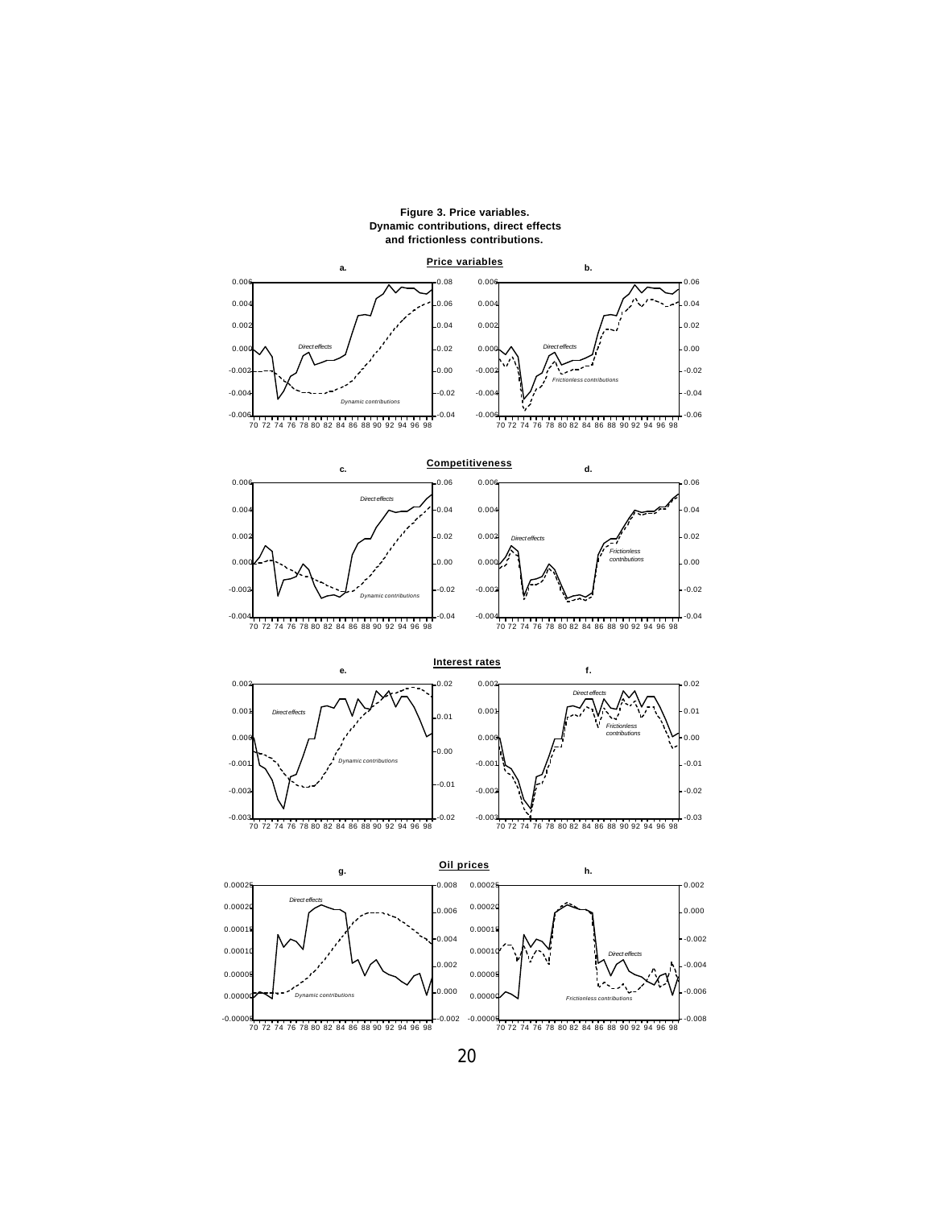**Figure 3. Price variables.**
**Dynamic contributions, direct effects**
**and frictionless contributions.**

**Price variables**

a.

b.

**Competitiveness**

c.

d.

**Interest rates**

e.

f.

**Oil prices**

g.

h.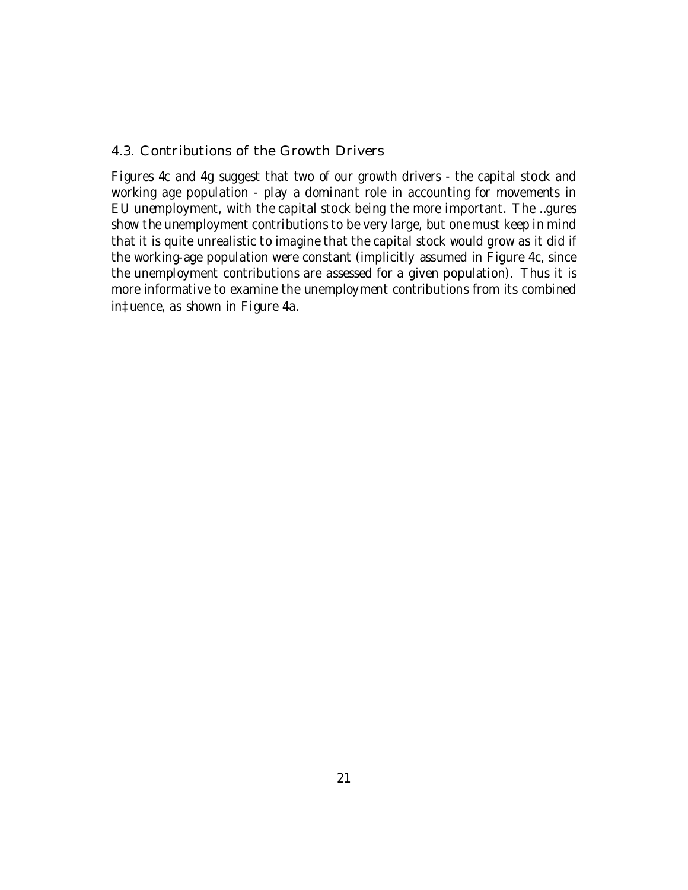## 4.3. Contributions of the Growth Drivers

Figures 4c and 4g suggest that two of our growth drivers - the capital stock and working age population - play a dominant role in accounting for movements in EU unemployment, with the capital stock being the more important. The figures show the unemployment contributions to be very large, but one must keep in mind that it is quite unrealistic to imagine that the capital stock would grow as it did if the working-age population were constant (implicitly assumed in Figure 4c, since the unemployment contributions are assessed for a given population). Thus it is more informative to examine the unemployment contributions from its combined influence, as shown in Figure 4a.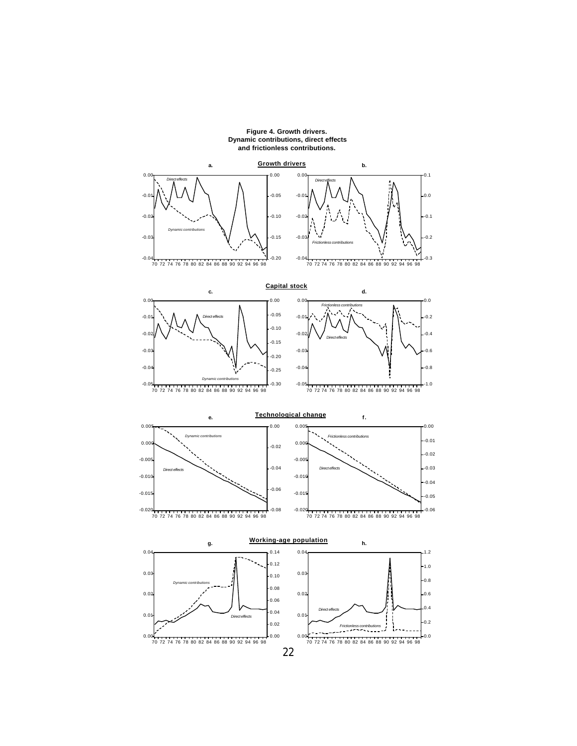**Figure 4. Growth drivers.**
**Dynamic contributions, direct effects and frictionless contributions.**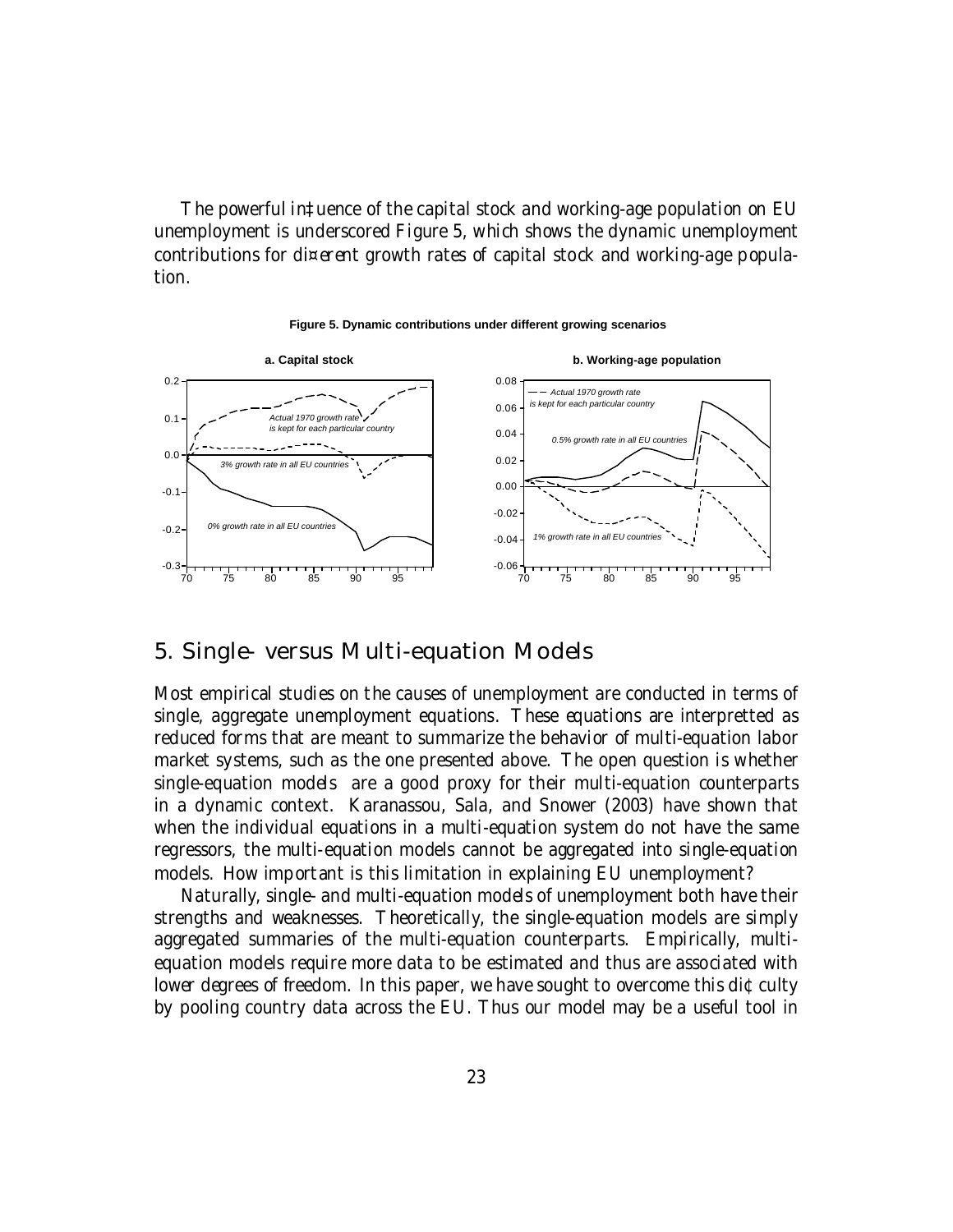The powerful influence of the capital stock and working-age population on EU unemployment is underscored Figure 5, which shows the dynamic unemployment contributions for different growth rates of capital stock and working-age population.

**Figure 5. Dynamic contributions under different growing scenarios**

## 5. Single- versus Multi-equation Models

Most empirical studies on the causes of unemployment are conducted in terms of single, aggregate unemployment equations. These equations are interpretted as reduced forms that are meant to summarize the behavior of multi-equation labor market systems, such as the one presented above. The open question is whether single-equation models are a good proxy for their multi-equation counterparts in a dynamic context. Karanassou, Sala, and Snower (2003) have shown that when the individual equations in a multi-equation system do not have the same regressors, the multi-equation models cannot be aggregated into single-equation models. How important is this limitation in explaining EU unemployment?

Naturally, single- and multi-equation models of unemployment both have their strengths and weaknesses. Theoretically, the single-equation models are simply aggregated summaries of the multi-equation counterparts. Empirically, multi-equation models require more data to be estimated and thus are associated with lower degrees of freedom. In this paper, we have sought to overcome this difficulty by pooling country data across the EU. Thus our model may be a useful tool in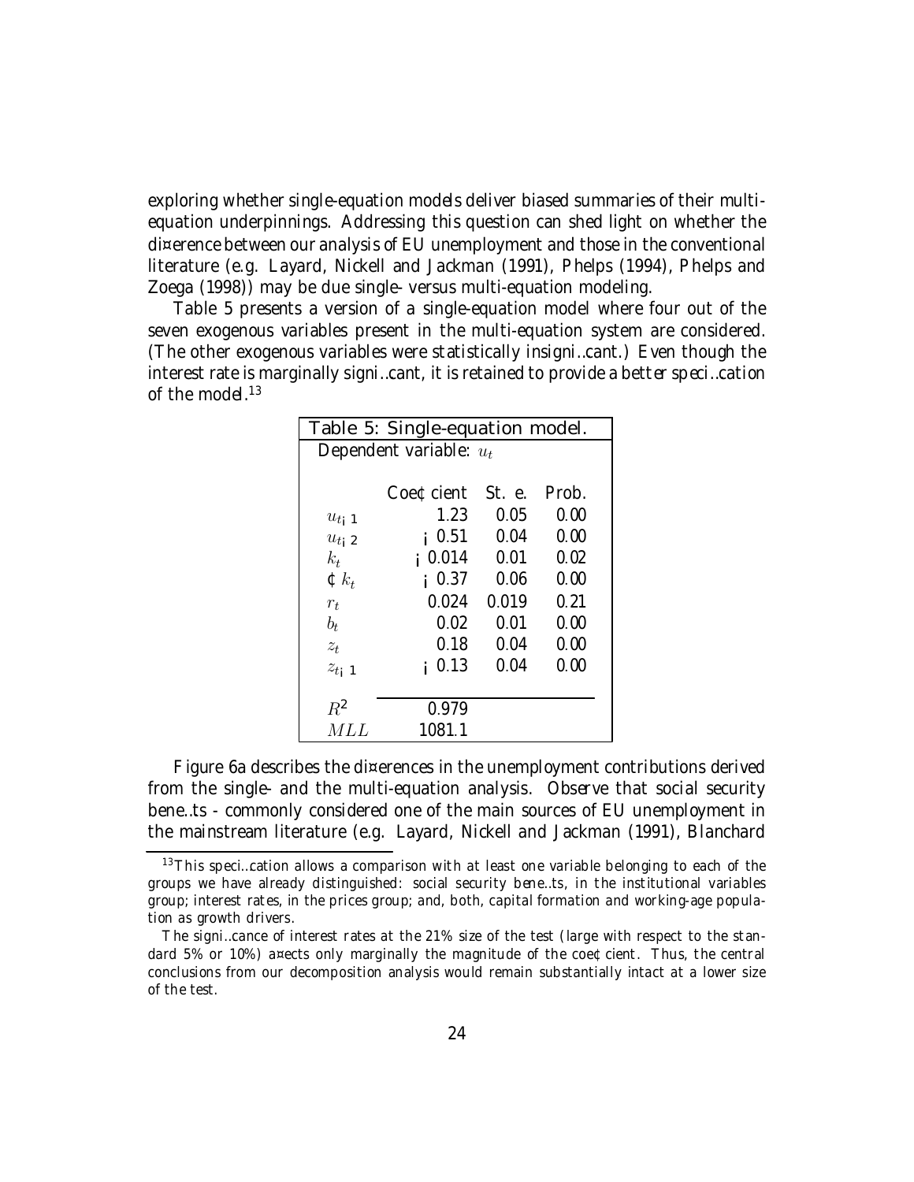exploring whether single-equation models deliver biased summaries of their multi-equation underpinnings. Addressing this question can shed light on whether the difference between our analysis of EU unemployment and those in the conventional literature (e.g. Layard, Nickell and Jackman (1991), Phelps (1994), Phelps and Zoega (1998)) may be due single- versus multi-equation modeling.

Table 5 presents a version of a single-equation model where four out of the seven exogenous variables present in the multi-equation system are considered. (The other exogenous variables were statistically insignificant.) Even though the interest rate is marginally significant, it is retained to provide a better specification of the model.[13]

| Table 5: Single-equation model. | | | |
|---|---|---|---|
| Dependent variable: $u_t$ | | | |
| | Coefficient | St. e. | Prob. |
| $u_{t-1}$ | 1.23 | 0.05 | 0.00 |
| $u_{t-2}$ | $-0.51$ | 0.04 | 0.00 |
| $k_t$ | $-0.014$ | 0.01 | 0.02 |
| $\Delta k_t$ | $-0.37$ | 0.06 | 0.00 |
| $r_t$ | 0.024 | 0.019 | 0.21 |
| $b_t$ | 0.02 | 0.01 | 0.00 |
| $z_t$ | 0.18 | 0.04 | 0.00 |
| $z_{t-1}$ | $-0.13$ | 0.04 | 0.00 |
| $R^2$ | 0.979 | | |
| $MLL$ | 1081.1 | | |

Figure 6a describes the differences in the unemployment contributions derived from the single- and the multi-equation analysis. Observe that social security benefits - commonly considered one of the main sources of EU unemployment in the mainstream literature (e.g. Layard, Nickell and Jackman (1991), Blanchard

[13] This specification allows a comparison with at least one variable belonging to each of the groups we have already distinguished: social security benefits, in the institutional variables group; interest rates, in the prices group; and, both, capital formation and working-age population as growth drivers.

The significance of interest rates at the 21% size of the test (large with respect to the standard 5% or 10%) affects only marginally the magnitude of the coefficient. Thus, the central conclusions from our decomposition analysis would remain substantially intact at a lower size of the test.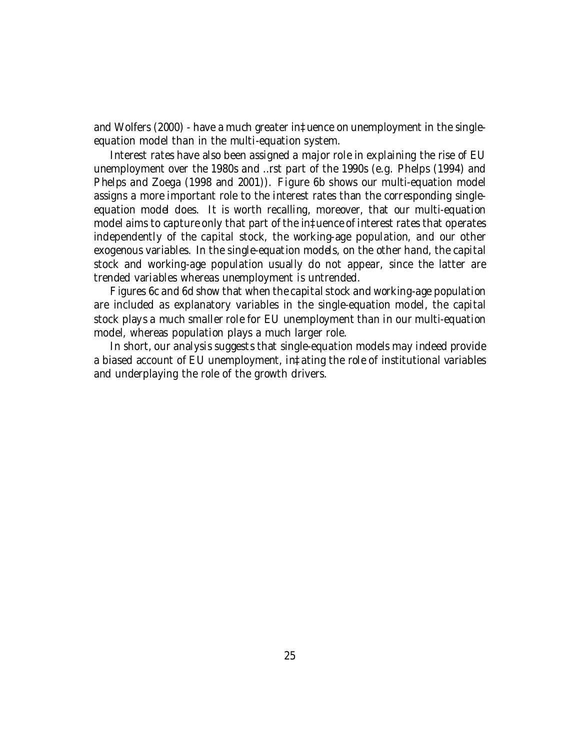and Wolfers (2000) - have a much greater influence on unemployment in the single-equation model than in the multi-equation system.

Interest rates have also been assigned a major role in explaining the rise of EU unemployment over the 1980s and first part of the 1990s (e.g. Phelps (1994) and Phelps and Zoega (1998 and 2001)). Figure 6b shows our multi-equation model assigns a more important role to the interest rates than the corresponding single-equation model does. It is worth recalling, moreover, that our multi-equation model aims to capture only that part of the influence of interest rates that operates independently of the capital stock, the working-age population, and our other exogenous variables. In the single-equation models, on the other hand, the capital stock and working-age population usually do not appear, since the latter are trended variables whereas unemployment is untrended.

Figures 6c and 6d show that when the capital stock and working-age population are included as explanatory variables in the single-equation model, the capital stock plays a much smaller role for EU unemployment than in our multi-equation model, whereas population plays a much larger role.

In short, our analysis suggests that single-equation models may indeed provide a biased account of EU unemployment, inflating the role of institutional variables and underplaying the role of the growth drivers.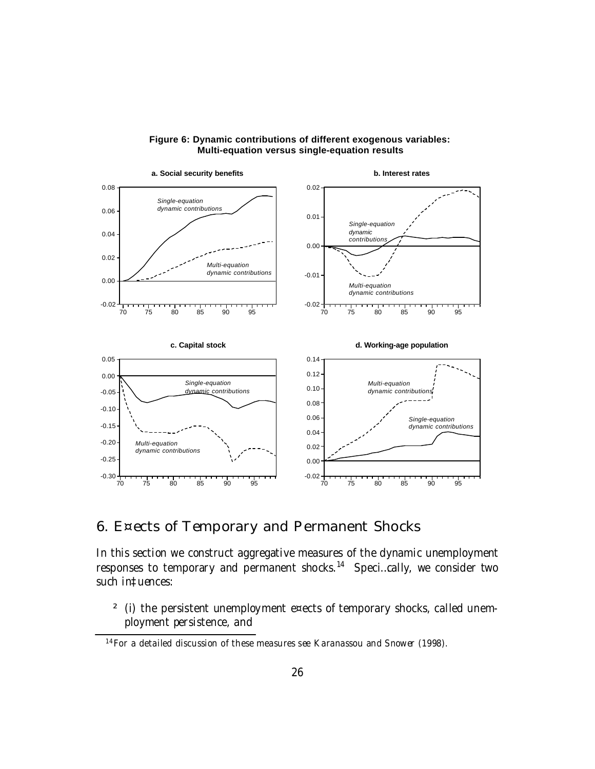**Figure 6: Dynamic contributions of different exogenous variables: Multi-equation versus single-equation results**

a. Social security benefits

b. Interest rates

c. Capital stock

d. Working-age population

## 6. Effects of Temporary and Permanent Shocks

In this section we construct aggregative measures of the dynamic unemployment responses to temporary and permanent shocks.[14] Specifically, we consider two such influences:

- (i) the persistent unemployment effects of temporary shocks, called unemployment persistence, and

[14] For a detailed discussion of these measures see Karanassou and Snower (1998).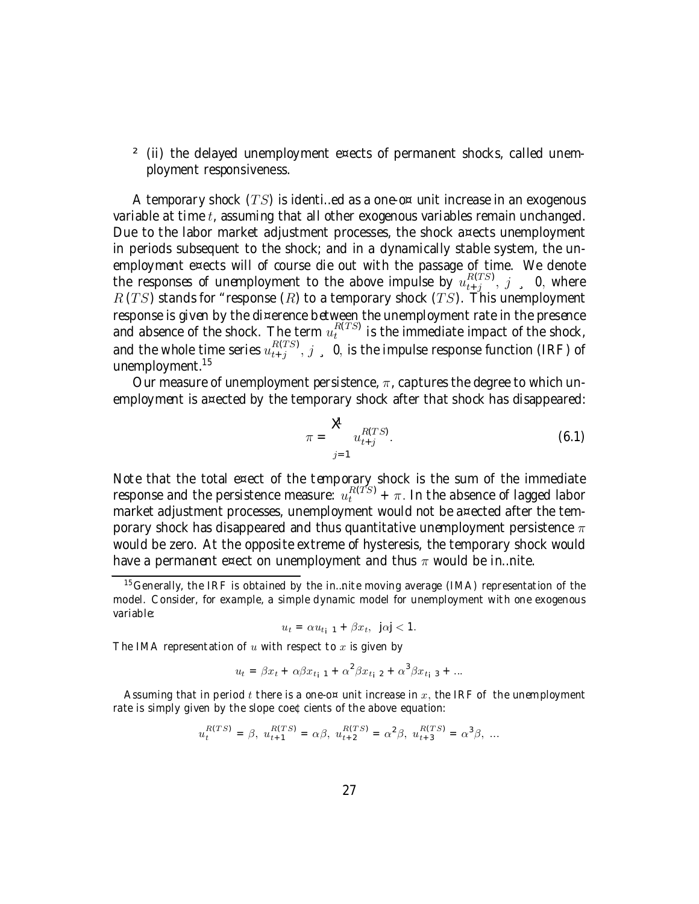- (ii) the delayed unemployment effects of permanent shocks, called unemployment responsiveness.

A temporary shock ($TS$) is identified as a one-off unit increase in an exogenous variable at time $t$, assuming that all other exogenous variables remain unchanged. Due to the labor market adjustment processes, the shock affects unemployment in periods subsequent to the shock; and in a dynamically stable system, the unemployment effects will of course die out with the passage of time. We denote the responses of unemployment to the above impulse by $u_{t+j}^{R(TS)}$, $j \geq 0$, where $R(TS)$ stands for "response ($R$) to a temporary shock ($TS$). This unemployment response is given by the difference between the unemployment rate in the presence and absence of the shock. The term $u_t^{R(TS)}$ is the immediate impact of the shock, and the whole time series $u_{t+j}^{R(TS)}$, $j \geq 0$, is the impulse response function (IRF) of unemployment.[15]

Our measure of unemployment persistence, $\pi$, captures the degree to which unemployment is affected by the temporary shock after that shock has disappeared:

$$\pi = \sum_{j=1}^{\infty} u_{t+j}^{R(TS)}. \tag{6.1}$$

Note that the total effect of the temporary shock is the sum of the immediate response and the persistence measure: $u_t^{R(TS)} + \pi$. In the absence of lagged labor market adjustment processes, unemployment would not be affected after the temporary shock has disappeared and thus quantitative unemployment persistence $\pi$ would be zero. At the opposite extreme of hysteresis, the temporary shock would have a permanent effect on unemployment and thus $\pi$ would be infinite.

[15] Generally, the IRF is obtained by the infinite moving average (IMA) representation of the model. Consider, for example, a simple dynamic model for unemployment with one exogenous variable:

$$u_t = \alpha u_{t-1} + \beta x_t, \quad |\alpha| < 1.$$

The IMA representation of $u$ with respect to $x$ is given by

$$u_t = \beta x_t + \alpha\beta x_{t-1} + \alpha^2 \beta x_{t-2} + \alpha^3 \beta x_{t-3} + \ldots$$

Assuming that in period $t$ there is a one-off unit increase in $x$, the IRF of the unemployment rate is simply given by the slope coefficients of the above equation:

$$u_t^{R(TS)} = \beta, \; u_{t+1}^{R(TS)} = \alpha\beta, \; u_{t+2}^{R(TS)} = \alpha^2\beta, \; u_{t+3}^{R(TS)} = \alpha^3\beta, \; \ldots$$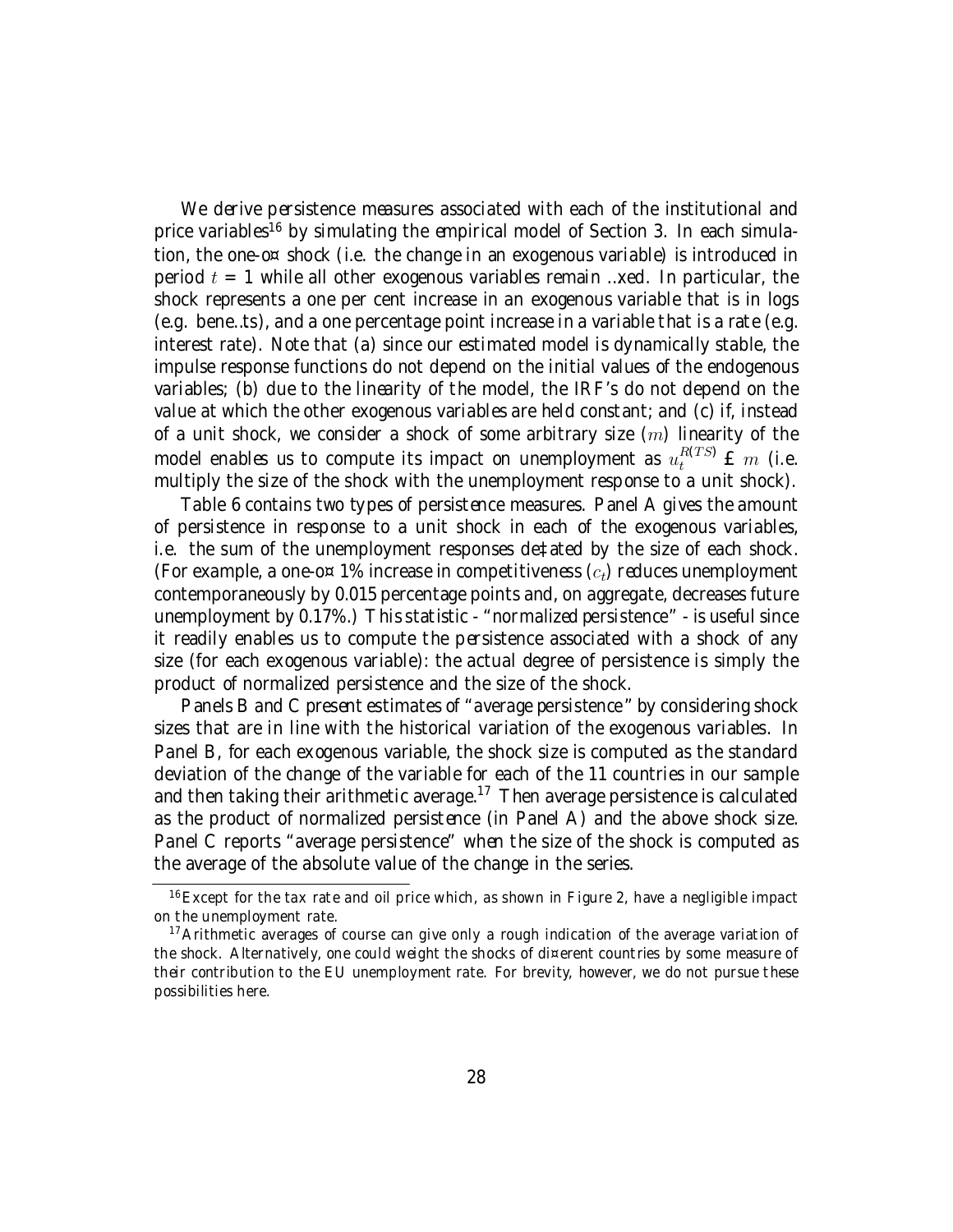We derive persistence measures associated with each of the institutional and price variables[16] by simulating the empirical model of Section 3. In each simulation, the one-off shock (i.e. the change in an exogenous variable) is introduced in period $t = 1$ while all other exogenous variables remain fixed. In particular, the shock represents a one per cent increase in an exogenous variable that is in logs (e.g. benefits), and a one percentage point increase in a variable that is a rate (e.g. interest rate). Note that (a) since our estimated model is dynamically stable, the impulse response functions do not depend on the initial values of the endogenous variables; (b) due to the linearity of the model, the IRF's do not depend on the value at which the other exogenous variables are held constant; and (c) if, instead of a unit shock, we consider a shock of some arbitrary size ($m$) linearity of the model enables us to compute its impact on unemployment as $u_t^{R(TS)} \times m$ (i.e. multiply the size of the shock with the unemployment response to a unit shock).

Table 6 contains two types of persistence measures. Panel A gives the amount of persistence in response to a unit shock in each of the exogenous variables, i.e. the sum of the unemployment responses deflated by the size of each shock. (For example, a one-off 1% increase in competitiveness ($c_t$) reduces unemployment contemporaneously by 0.015 percentage points and, on aggregate, decreases future unemployment by 0.17%.) This statistic - "normalized persistence" - is useful since it readily enables us to compute the persistence associated with a shock of any size (for each exogenous variable): the actual degree of persistence is simply the product of normalized persistence and the size of the shock.

Panels B and C present estimates of "average persistence" by considering shock sizes that are in line with the historical variation of the exogenous variables. In Panel B, for each exogenous variable, the shock size is computed as the standard deviation of the change of the variable for each of the 11 countries in our sample and then taking their arithmetic average.[17] Then average persistence is calculated as the product of normalized persistence (in Panel A) and the above shock size. Panel C reports "average persistence" when the size of the shock is computed as the average of the absolute value of the change in the series.

[16] Except for the tax rate and oil price which, as shown in Figure 2, have a negligible impact on the unemployment rate.

[17] Arithmetic averages of course can give only a rough indication of the average variation of the shock. Alternatively, one could weight the shocks of different countries by some measure of their contribution to the EU unemployment rate. For brevity, however, we do not pursue these possibilities here.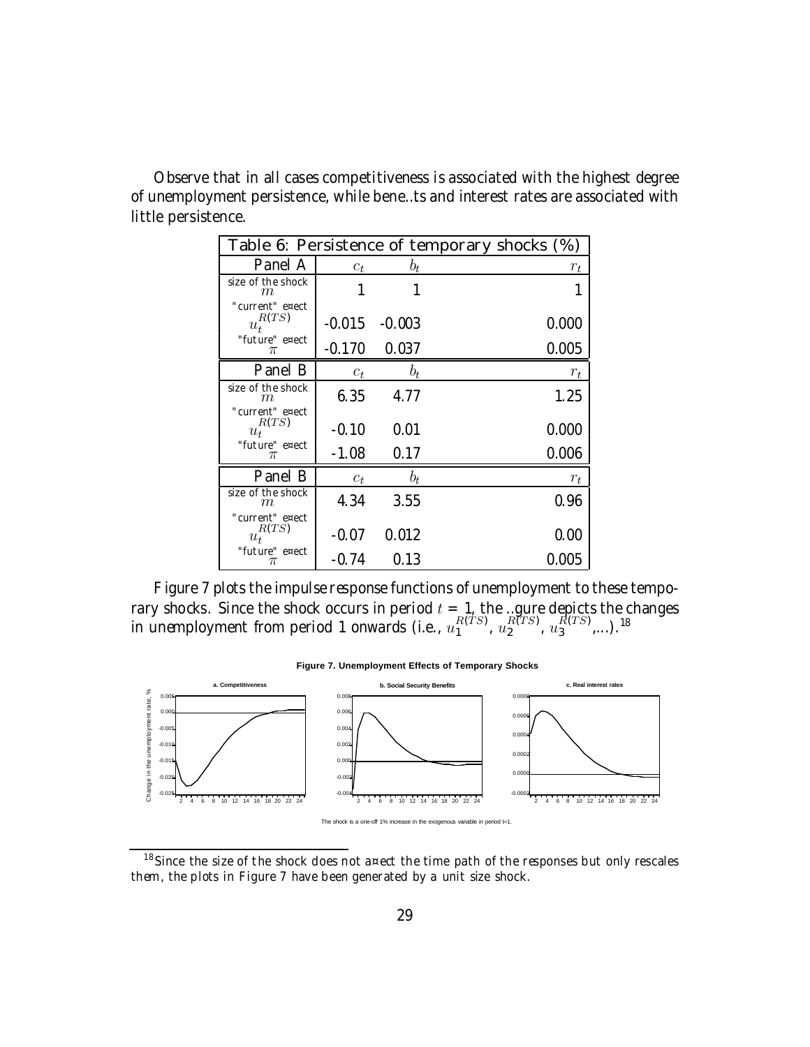Observe that in all cases competitiveness is associated with the highest degree of unemployment persistence, while benefits and interest rates are associated with little persistence.

| Table 6: Persistence of temporary shocks (%) | | | |
|---|---|---|---|
| **Panel A** | $c_t$ | $b_t$ | $r_t$ |
| size of the shock $m$ | 1 | 1 | 1 |
| "current" effect $u_t^{R(TS)}$ | -0.015 | -0.003 | 0.000 |
| "future" effect $\pi$ | -0.170 | 0.037 | 0.005 |
| **Panel B** | $c_t$ | $b_t$ | $r_t$ |
| size of the shock $m$ | 6.35 | 4.77 | 1.25 |
| "current" effect $u_t^{R(TS)}$ | -0.10 | 0.01 | 0.000 |
| "future" effect $\pi$ | -1.08 | 0.17 | 0.006 |
| **Panel B** | $c_t$ | $b_t$ | $r_t$ |
| size of the shock $m$ | 4.34 | 3.55 | 0.96 |
| "current" effect $u_t^{R(TS)}$ | -0.07 | 0.012 | 0.00 |
| "future" effect $\pi$ | -0.74 | 0.13 | 0.005 |

Figure 7 plots the impulse response functions of unemployment to these temporary shocks. Since the shock occurs in period $t = 1$, the figure depicts the changes in unemployment from period 1 onwards (i.e., $u_1^{R(TS)}$, $u_2^{R(TS)}$, $u_3^{R(TS)}$,...).[18]

**Figure 7. Unemployment Effects of Temporary Shocks**

The shock is a one-off 1% increase in the exogenous variable in period t=1.

[18] Since the size of the shock does not affect the time path of the responses but only rescales them, the plots in Figure 7 have been generated by a unit size shock.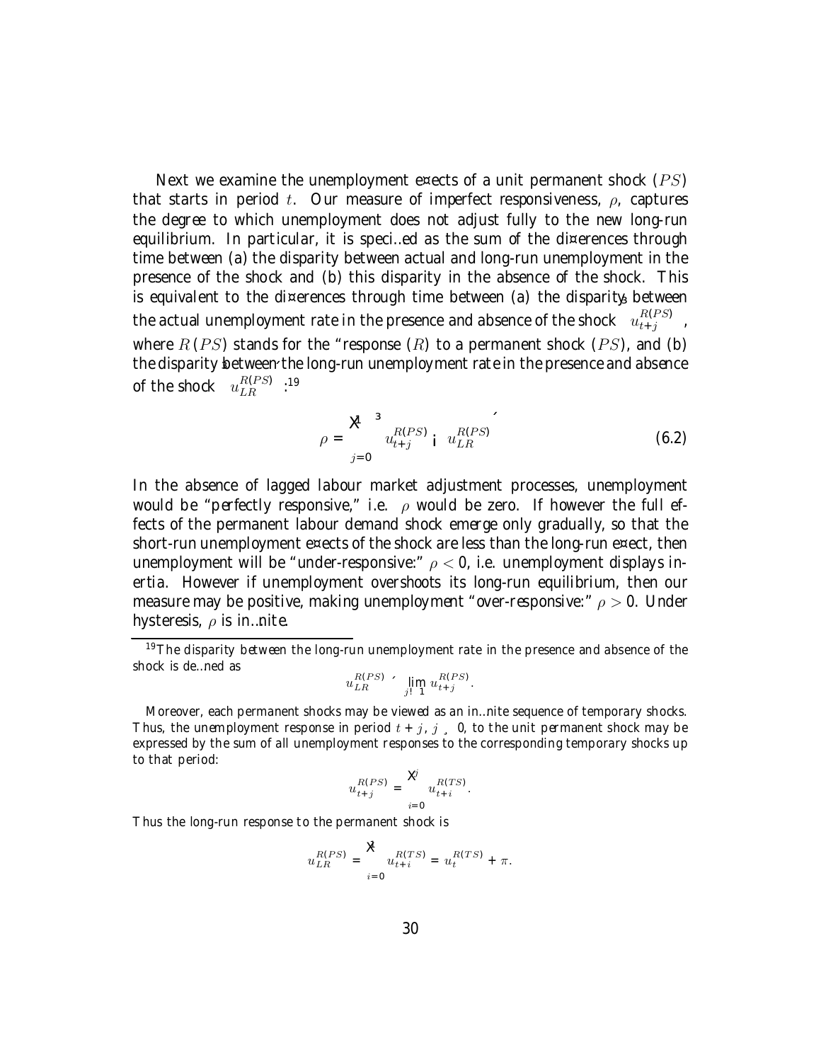Next we examine the unemployment effects of a unit permanent shock ($PS$) that starts in period $t$. Our measure of imperfect responsiveness, $\rho$, captures the degree to which unemployment does not adjust fully to the new long-run equilibrium. In particular, it is specified as the sum of the differences through time between (a) the disparity between actual and long-run unemployment in the presence of the shock and (b) this disparity in the absence of the shock. This is equivalent to the differences through time between (a) the disparity between the actual unemployment rate in the presence and absence of the shock $\left(u_{t+j}^{R(PS)}\right)$, where $R(PS)$ stands for the "response ($R$) to a permanent shock ($PS$), and (b) the disparity between the long-run unemployment rate in the presence and absence of the shock $\left(u_{LR}^{R(PS)}\right)$:[19]

$$\rho = \sum_{j=0}^{\infty} \left( u_{t+j}^{R(PS)} - u_{LR}^{R(PS)} \right) \tag{6.2}$$

In the absence of lagged labour market adjustment processes, unemployment would be "perfectly responsive," i.e. $\rho$ would be zero. If however the full effects of the permanent labour demand shock emerge only gradually, so that the short-run unemployment effects of the shock are less than the long-run effect, then unemployment will be "under-responsive:" $\rho < 0$, i.e. unemployment displays inertia. However if unemployment overshoots its long-run equilibrium, then our measure may be positive, making unemployment "over-responsive:" $\rho > 0$. Under hysteresis, $\rho$ is infinite.

[19] The disparity between the long-run unemployment rate in the presence and absence of the shock is defined as

$$u_{LR}^{R(PS)} \equiv \lim_{j \to \infty} u_{t+j}^{R(PS)}.$$

Moreover, each permanent shocks may be viewed as an infinite sequence of temporary shocks. Thus, the unemployment response in period $t+j$, $j \geq 0$, to the unit permanent shock may be expressed by the sum of all unemployment responses to the corresponding temporary shocks up to that period:

$$u_{t+j}^{R(PS)} = \sum_{i=0}^{j} u_{t+i}^{R(TS)}.$$

Thus the long-run response to the permanent shock is

$$u_{LR}^{R(PS)} = \sum_{i=0}^{\infty} u_{t+i}^{R(TS)} = u_t^{R(TS)} + \pi.$$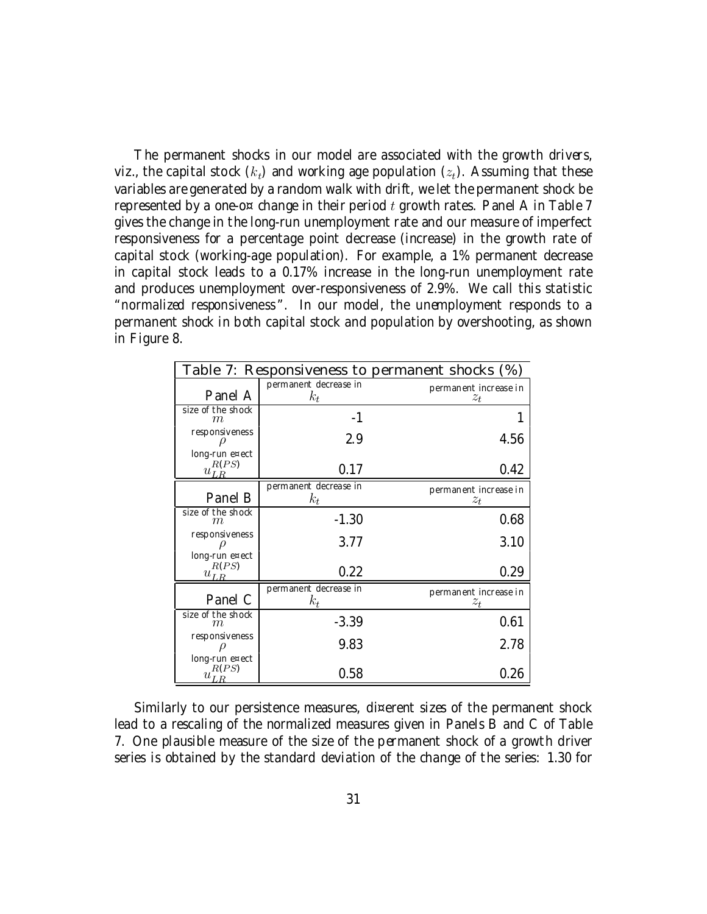The permanent shocks in our model are associated with the growth drivers, viz., the capital stock ($k_t$) and working age population ($z_t$). Assuming that these variables are generated by a random walk with drift, we let the permanent shock be represented by a one-off change in their period $t$ growth rates. Panel A in Table 7 gives the change in the long-run unemployment rate and our measure of imperfect responsiveness for a percentage point decrease (increase) in the growth rate of capital stock (working-age population). For example, a 1% permanent decrease in capital stock leads to a 0.17% increase in the long-run unemployment rate and produces unemployment over-responsiveness of 2.9%. We call this statistic "normalized responsiveness". In our model, the unemployment responds to a permanent shock in both capital stock and population by overshooting, as shown in Figure 8.

| Table 7: Responsiveness to permanent shocks (%) | | |
|---|---|---|
| **Panel A** | permanent decrease in $k_t$ | permanent increase in $z_t$ |
| size of the shock $m$ | -1 | 1 |
| responsiveness $\rho$ | 2.9 | 4.56 |
| long-run effect $u_{LR}^{R(PS)}$ | 0.17 | 0.42 |
| **Panel B** | permanent decrease in $k_t$ | permanent increase in $z_t$ |
| size of the shock $m$ | -1.30 | 0.68 |
| responsiveness $\rho$ | 3.77 | 3.10 |
| long-run effect $u_{LR}^{R(PS)}$ | 0.22 | 0.29 |
| **Panel C** | permanent decrease in $k_t$ | permanent increase in $z_t$ |
| size of the shock $m$ | -3.39 | 0.61 |
| responsiveness $\rho$ | 9.83 | 2.78 |
| long-run effect $u_{LR}^{R(PS)}$ | 0.58 | 0.26 |

Similarly to our persistence measures, different sizes of the permanent shock lead to a rescaling of the normalized measures given in Panels B and C of Table 7. One plausible measure of the size of the permanent shock of a growth driver series is obtained by the standard deviation of the change of the series: 1.30 for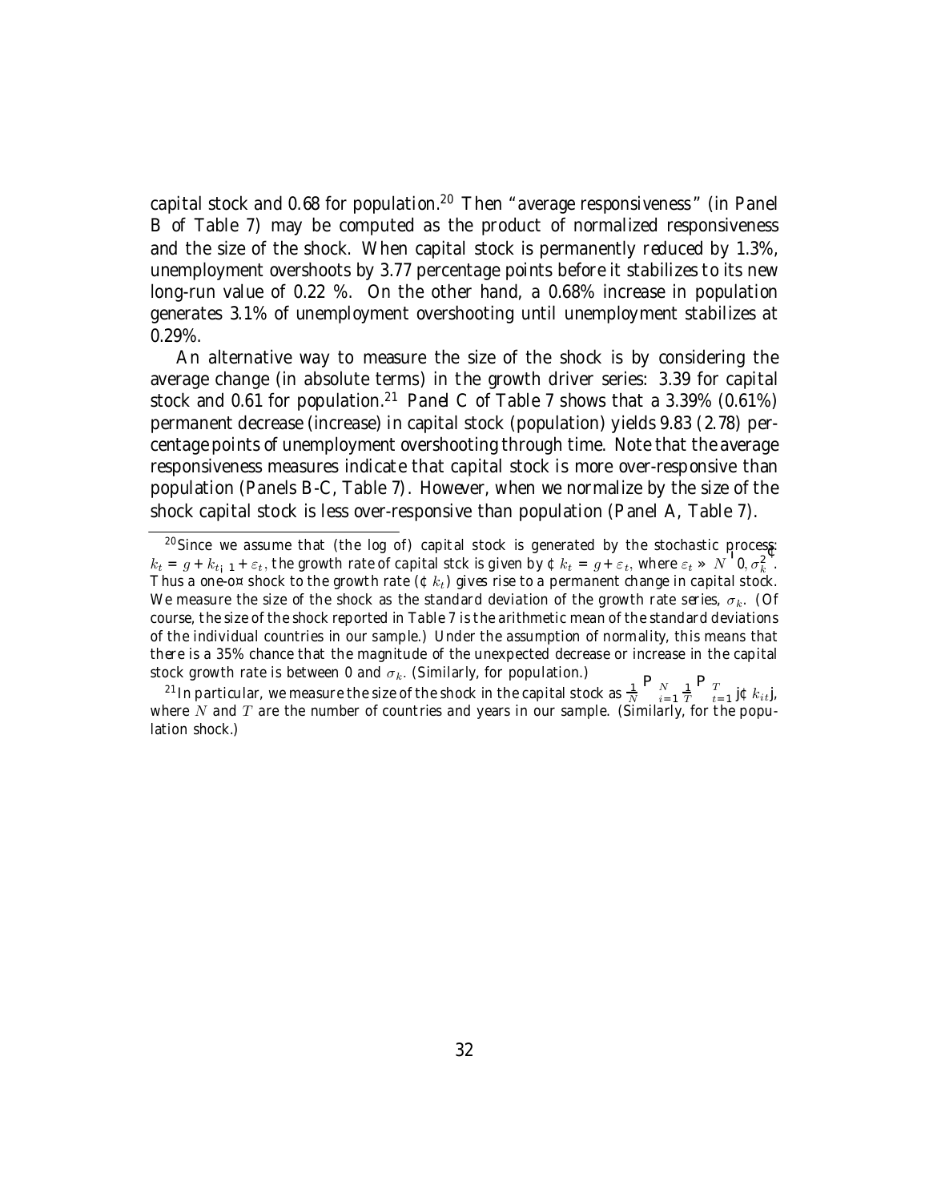capital stock and 0.68 for population.[20] Then "average responsiveness" (in Panel B of Table 7) may be computed as the product of normalized responsiveness and the size of the shock. When capital stock is permanently reduced by 1.3%, unemployment overshoots by 3.77 percentage points before it stabilizes to its new long-run value of 0.22 %. On the other hand, a 0.68% increase in population generates 3.1% of unemployment overshooting until unemployment stabilizes at 0.29%.

An alternative way to measure the size of the shock is by considering the average change (in absolute terms) in the growth driver series: 3.39 for capital stock and 0.61 for population.[21] Panel C of Table 7 shows that a 3.39% (0.61%) permanent decrease (increase) in capital stock (population) yields 9.83 (2.78) percentage points of unemployment overshooting through time. Note that the average responsiveness measures indicate that capital stock is more over-responsive than population (Panels B-C, Table 7). However, when we normalize by the size of the shock capital stock is less over-responsive than population (Panel A, Table 7).

---

[20] Since we assume that (the log of) capital stock is generated by the stochastic process: $k_t = g + k_{t-1} + \varepsilon_t$, the growth rate of capital stck is given by $\Delta k_t = g + \varepsilon_t$, where $\varepsilon_t \sim N\left(0, \sigma_k^2\right)$. Thus a one-off shock to the growth rate ($\Delta k_t$) gives rise to a permanent change in capital stock. We measure the size of the shock as the standard deviation of the growth rate series, $\sigma_k$. (Of course, the size of the shock reported in Table 7 is the arithmetic mean of the standard deviations of the individual countries in our sample.) Under the assumption of normality, this means that there is a 35% chance that the magnitude of the unexpected decrease or increase in the capital stock growth rate is between 0 and $\sigma_k$. (Similarly, for population.)

[21] In particular, we measure the size of the shock in the capital stock as $\frac{1}{N}\sum_{i=1}^{N}\frac{1}{T}\sum_{t=1}^{T}|\Delta k_{it}|$, where $N$ and $T$ are the number of countries and years in our sample. (Similarly, for the population shock.)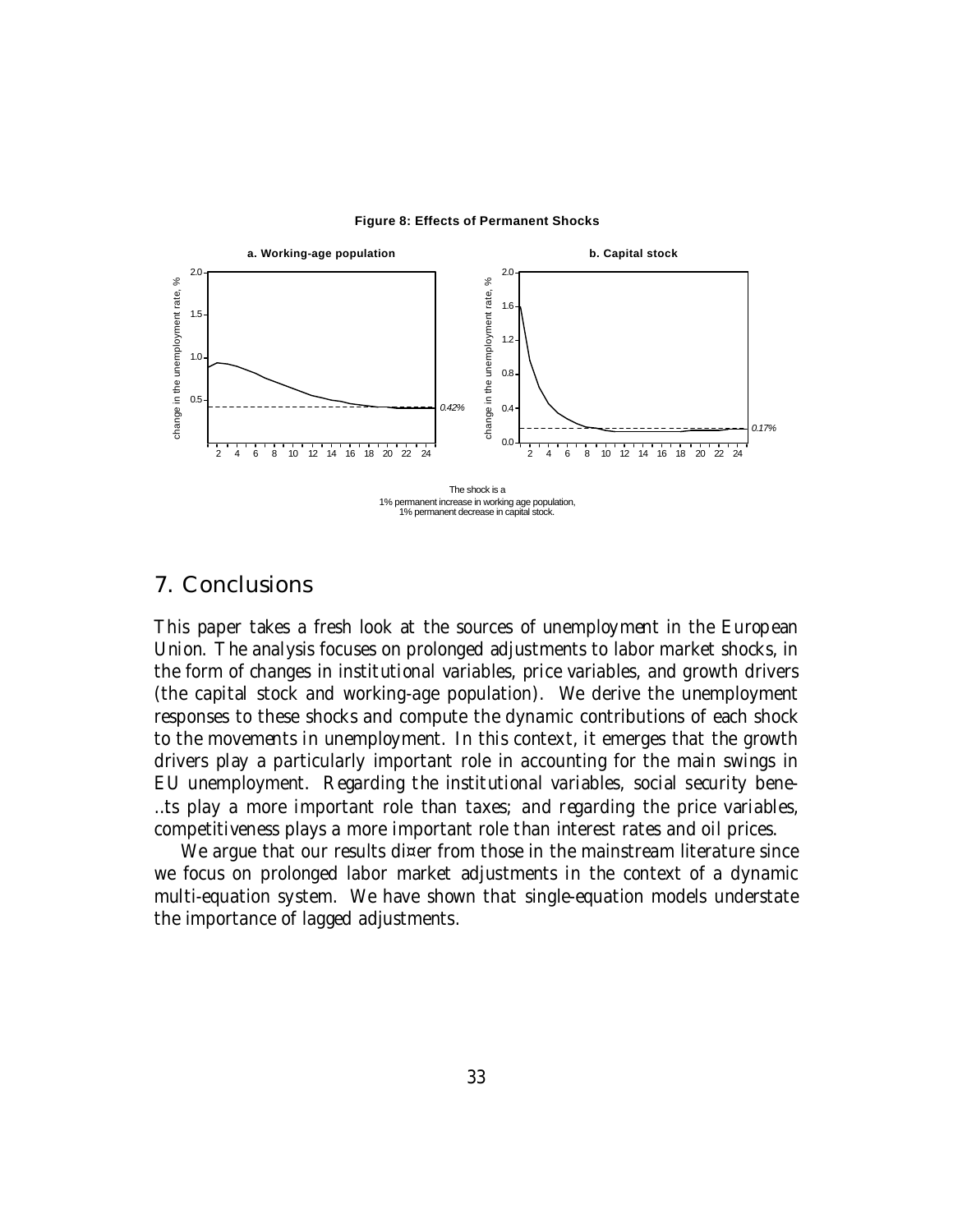**Figure 8: Effects of Permanent Shocks**

The shock is a
1% permanent increase in working age population,
1% permanent decrease in capital stock.

## 7. Conclusions

This paper takes a fresh look at the sources of unemployment in the European Union. The analysis focuses on prolonged adjustments to labor market shocks, in the form of changes in institutional variables, price variables, and growth drivers (the capital stock and working-age population). We derive the unemployment responses to these shocks and compute the dynamic contributions of each shock to the movements in unemployment. In this context, it emerges that the growth drivers play a particularly important role in accounting for the main swings in EU unemployment. Regarding the institutional variables, social security benefits play a more important role than taxes; and regarding the price variables, competitiveness plays a more important role than interest rates and oil prices.

We argue that our results differ from those in the mainstream literature since we focus on prolonged labor market adjustments in the context of a dynamic multi-equation system. We have shown that single-equation models understate the importance of lagged adjustments.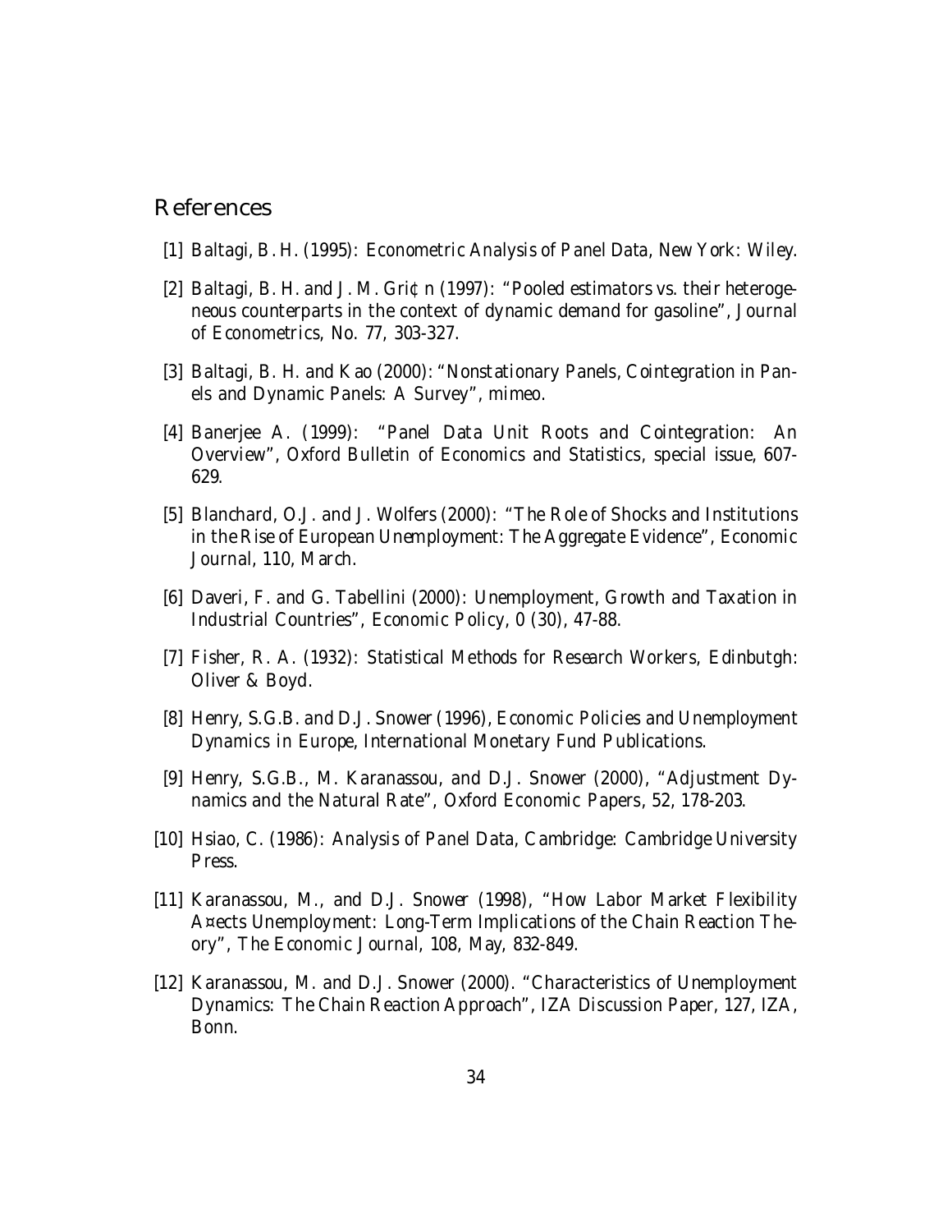# References

[1] Baltagi, B. H. (1995): *Econometric Analysis of Panel Data*, New York: Wiley.

[2] Baltagi, B. H. and J. M. Gri¢ n (1997): "Pooled estimators vs. their heterogeneous counterparts in the context of dynamic demand for gasoline", *Journal of Econometrics*, No. 77, 303-327.

[3] Baltagi, B. H. and Kao (2000): "Nonstationary Panels, Cointegration in Panels and Dynamic Panels: A Survey", mimeo.

[4] Banerjee A. (1999): "Panel Data Unit Roots and Cointegration: An Overview", *Oxford Bulletin of Economics and Statistics*, special issue, 607-629.

[5] Blanchard, O.J. and J. Wolfers (2000): "The Role of Shocks and Institutions in the Rise of European Unemployment: The Aggregate Evidence", *Economic Journal*, 110, March.

[6] Daveri, F. and G. Tabellini (2000): Unemployment, Growth and Taxation in Industrial Countries", *Economic Policy*, 0 (30), 47-88.

[7] Fisher, R. A. (1932): *Statistical Methods for Research Workers*, Edinbutgh: Oliver & Boyd.

[8] Henry, S.G.B. and D.J. Snower (1996), *Economic Policies and Unemployment Dynamics in Europe*, International Monetary Fund Publications.

[9] Henry, S.G.B., M. Karanassou, and D.J. Snower (2000), "Adjustment Dynamics and the Natural Rate", *Oxford Economic Papers*, 52, 178-203.

[10] Hsiao, C. (1986): *Analysis of Panel Data*, Cambridge: Cambridge University Press.

[11] Karanassou, M., and D.J. Snower (1998), "How Labor Market Flexibility A¤ects Unemployment: Long-Term Implications of the Chain Reaction Theory", *The Economic Journal*, 108, May, 832-849.

[12] Karanassou, M. and D.J. Snower (2000). "Characteristics of Unemployment Dynamics: The Chain Reaction Approach", IZA Discussion Paper, 127, IZA, Bonn.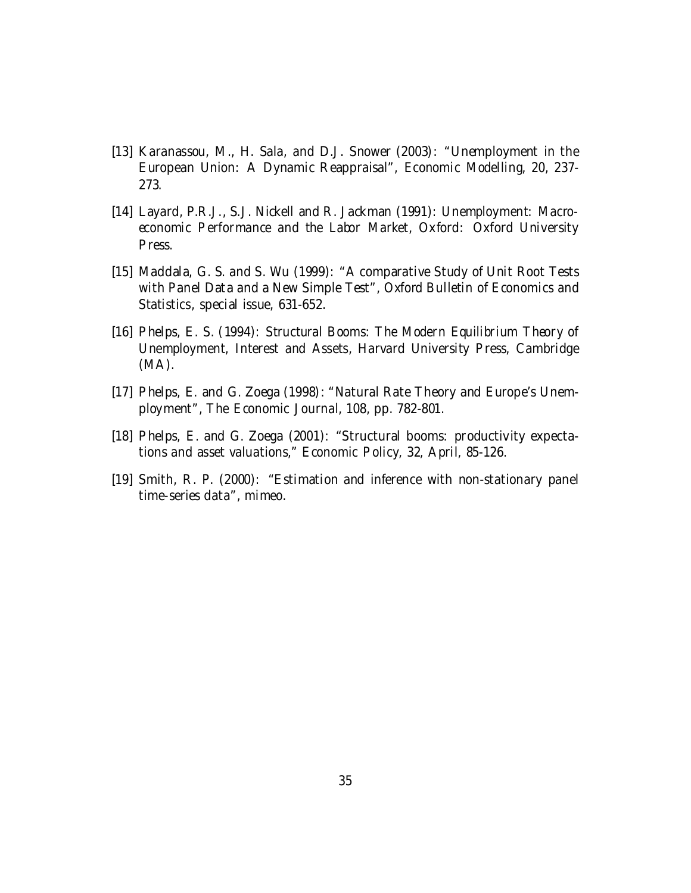[13] Karanassou, M., H. Sala, and D.J. Snower (2003): "Unemployment in the European Union: A Dynamic Reappraisal", *Economic Modelling*, 20, 237-273.

[14] Layard, P.R.J., S.J. Nickell and R. Jackman (1991): *Unemployment: Macroeconomic Performance and the Labor Market*, Oxford: Oxford University Press.

[15] Maddala, G. S. and S. Wu (1999): "A comparative Study of Unit Root Tests with Panel Data and a New Simple Test", *Oxford Bulletin of Economics and Statistics*, special issue, 631-652.

[16] Phelps, E. S. (1994): *Structural Booms: The Modern Equilibrium Theory of Unemployment, Interest and Assets*, Harvard University Press, Cambridge (MA).

[17] Phelps, E. and G. Zoega (1998): "Natural Rate Theory and Europe's Unemployment", *The Economic Journal*, 108, pp. 782-801.

[18] Phelps, E. and G. Zoega (2001): "Structural booms: productivity expectations and asset valuations," *Economic Policy*, 32, April, 85-126.

[19] Smith, R. P. (2000): "Estimation and inference with non-stationary panel time-series data", mimeo.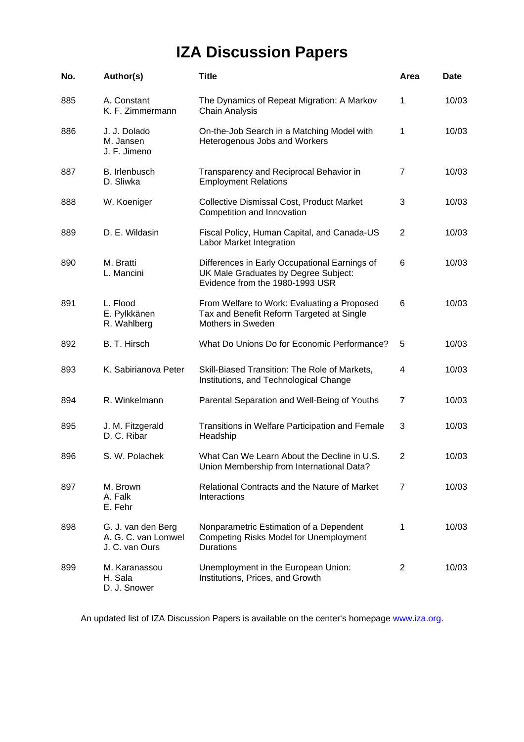# IZA Discussion Papers

| No. | Author(s) | Title | Area | Date |
|---|---|---|---|---|
| 885 | A. Constant<br>K. F. Zimmermann | The Dynamics of Repeat Migration: A Markov Chain Analysis | 1 | 10/03 |
| 886 | J. J. Dolado<br>M. Jansen<br>J. F. Jimeno | On-the-Job Search in a Matching Model with Heterogenous Jobs and Workers | 1 | 10/03 |
| 887 | B. Irlenbusch<br>D. Sliwka | Transparency and Reciprocal Behavior in Employment Relations | 7 | 10/03 |
| 888 | W. Koeniger | Collective Dismissal Cost, Product Market Competition and Innovation | 3 | 10/03 |
| 889 | D. E. Wildasin | Fiscal Policy, Human Capital, and Canada-US Labor Market Integration | 2 | 10/03 |
| 890 | M. Bratti<br>L. Mancini | Differences in Early Occupational Earnings of UK Male Graduates by Degree Subject: Evidence from the 1980-1993 USR | 6 | 10/03 |
| 891 | L. Flood<br>E. Pylkkänen<br>R. Wahlberg | From Welfare to Work: Evaluating a Proposed Tax and Benefit Reform Targeted at Single Mothers in Sweden | 6 | 10/03 |
| 892 | B. T. Hirsch | What Do Unions Do for Economic Performance? | 5 | 10/03 |
| 893 | K. Sabirianova Peter | Skill-Biased Transition: The Role of Markets, Institutions, and Technological Change | 4 | 10/03 |
| 894 | R. Winkelmann | Parental Separation and Well-Being of Youths | 7 | 10/03 |
| 895 | J. M. Fitzgerald<br>D. C. Ribar | Transitions in Welfare Participation and Female Headship | 3 | 10/03 |
| 896 | S. W. Polachek | What Can We Learn About the Decline in U.S. Union Membership from International Data? | 2 | 10/03 |
| 897 | M. Brown<br>A. Falk<br>E. Fehr | Relational Contracts and the Nature of Market Interactions | 7 | 10/03 |
| 898 | G. J. van den Berg<br>A. G. C. van Lomwel<br>J. C. van Ours | Nonparametric Estimation of a Dependent Competing Risks Model for Unemployment Durations | 1 | 10/03 |
| 899 | M. Karanassou<br>H. Sala<br>D. J. Snower | Unemployment in the European Union: Institutions, Prices, and Growth | 2 | 10/03 |

An updated list of IZA Discussion Papers is available on the center's homepage www.iza.org.